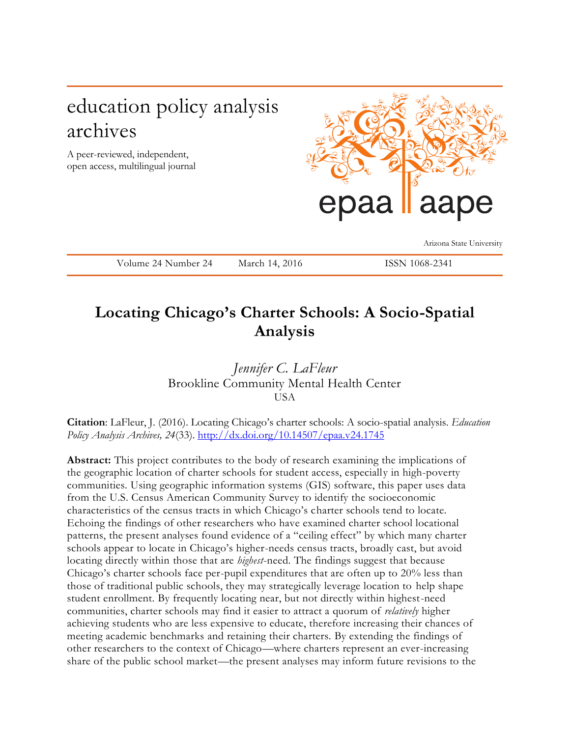education policy analysis archives

A peer-reviewed, independent, open access, multilingual journal

epaa aape

Arizona State University

Volume 24 Number 24 March 14, 2016 ISSN 1068-2341

# Locating Chicago's Charter Schools: A Socio-Spatial Analysis

*Jennifer C. LaFleur*
Brookline Community Mental Health Center
USA

**Citation**: LaFleur, J. (2016). Locating Chicago's charter schools: A socio-spatial analysis. *Education Policy Analysis Archives, 24*(33). http://dx.doi.org/10.14507/epaa.v24.1745

**Abstract:** This project contributes to the body of research examining the implications of the geographic location of charter schools for student access, especially in high-poverty communities. Using geographic information systems (GIS) software, this paper uses data from the U.S. Census American Community Survey to identify the socioeconomic characteristics of the census tracts in which Chicago's charter schools tend to locate. Echoing the findings of other researchers who have examined charter school locational patterns, the present analyses found evidence of a "ceiling effect" by which many charter schools appear to locate in Chicago's higher-needs census tracts, broadly cast, but avoid locating directly within those that are *highest*-need. The findings suggest that because Chicago's charter schools face per-pupil expenditures that are often up to 20% less than those of traditional public schools, they may strategically leverage location to help shape student enrollment. By frequently locating near, but not directly within highest-need communities, charter schools may find it easier to attract a quorum of *relatively* higher achieving students who are less expensive to educate, therefore increasing their chances of meeting academic benchmarks and retaining their charters. By extending the findings of other researchers to the context of Chicago—where charters represent an ever-increasing share of the public school market—the present analyses may inform future revisions to the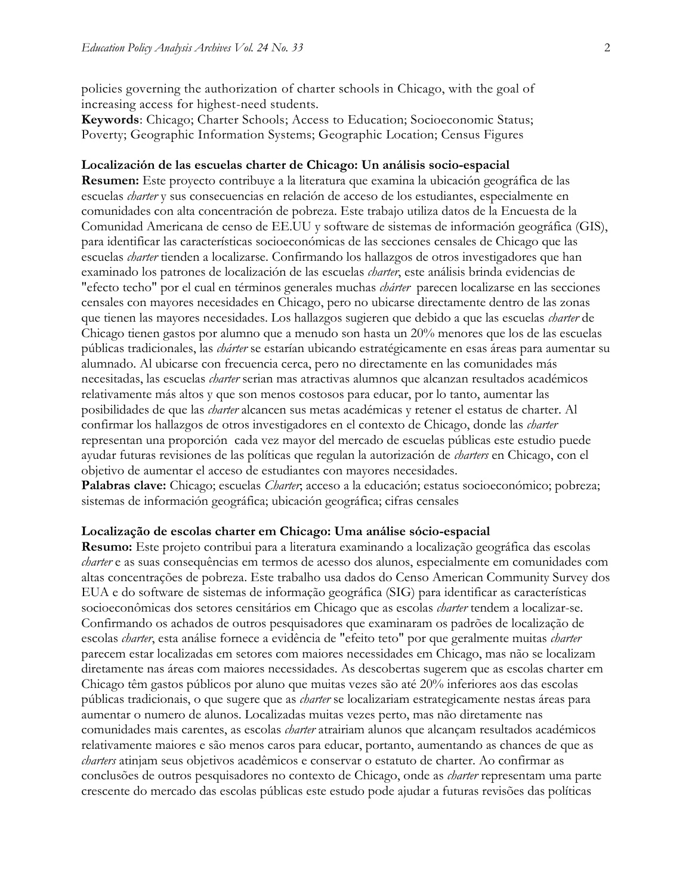policies governing the authorization of charter schools in Chicago, with the goal of increasing access for highest-need students.

**Keywords**: Chicago; Charter Schools; Access to Education; Socioeconomic Status; Poverty; Geographic Information Systems; Geographic Location; Census Figures

**Localización de las escuelas charter de Chicago: Un análisis socio-espacial**

**Resumen:** Este proyecto contribuye a la literatura que examina la ubicación geográfica de las escuelas *charter* y sus consecuencias en relación de acceso de los estudiantes, especialmente en comunidades con alta concentración de pobreza. Este trabajo utiliza datos de la Encuesta de la Comunidad Americana de censo de EE.UU y software de sistemas de información geográfica (GIS), para identificar las características socioeconómicas de las secciones censales de Chicago que las escuelas *charter* tienden a localizarse. Confirmando los hallazgos de otros investigadores que han examinado los patrones de localización de las escuelas *charter*, este análisis brinda evidencias de "efecto techo" por el cual en términos generales muchas *chárter* parecen localizarse en las secciones censales con mayores necesidades en Chicago, pero no ubicarse directamente dentro de las zonas que tienen las mayores necesidades. Los hallazgos sugieren que debido a que las escuelas *charter* de Chicago tienen gastos por alumno que a menudo son hasta un 20% menores que los de las escuelas públicas tradicionales, las *chárter* se estarían ubicando estratégicamente en esas áreas para aumentar su alumnado. Al ubicarse con frecuencia cerca, pero no directamente en las comunidades más necesitadas, las escuelas *charter* serian mas atractivas alumnos que alcanzan resultados académicos relativamente más altos y que son menos costosos para educar, por lo tanto, aumentar las posibilidades de que las *charter* alcancen sus metas académicas y retener el estatus de charter. Al confirmar los hallazgos de otros investigadores en el contexto de Chicago, donde las *charter* representan una proporción cada vez mayor del mercado de escuelas públicas este estudio puede ayudar futuras revisiones de las políticas que regulan la autorización de *charters* en Chicago, con el objetivo de aumentar el acceso de estudiantes con mayores necesidades.

**Palabras clave:** Chicago; escuelas *Charter*; acceso a la educación; estatus socioeconómico; pobreza; sistemas de información geográfica; ubicación geográfica; cifras censales

**Localização de escolas charter em Chicago: Uma análise sócio-espacial**

**Resumo:** Este projeto contribui para a literatura examinando a localização geográfica das escolas *charter* e as suas consequências em termos de acesso dos alunos, especialmente em comunidades com altas concentrações de pobreza. Este trabalho usa dados do Censo American Community Survey dos EUA e do software de sistemas de informação geográfica (SIG) para identificar as características socioeconômicas dos setores censitários em Chicago que as escolas *charter* tendem a localizar-se. Confirmando os achados de outros pesquisadores que examinaram os padrões de localização de escolas *charter*, esta análise fornece a evidência de "efeito teto" por que geralmente muitas *charter* parecem estar localizadas em setores com maiores necessidades em Chicago, mas não se localizam diretamente nas áreas com maiores necessidades. As descobertas sugerem que as escolas charter em Chicago têm gastos públicos por aluno que muitas vezes são até 20% inferiores aos das escolas públicas tradicionais, o que sugere que as *charter* se localizariam estrategicamente nestas áreas para aumentar o numero de alunos. Localizadas muitas vezes perto, mas não diretamente nas comunidades mais carentes, as escolas *charter* atrairiam alunos que alcançam resultados acadêmicos relativamente maiores e são menos caros para educar, portanto, aumentando as chances de que as *charters* atinjam seus objetivos acadêmicos e conservar o estatuto de charter. Ao confirmar as conclusões de outros pesquisadores no contexto de Chicago, onde as *charter* representam uma parte crescente do mercado das escolas públicas este estudo pode ajudar a futuras revisões das políticas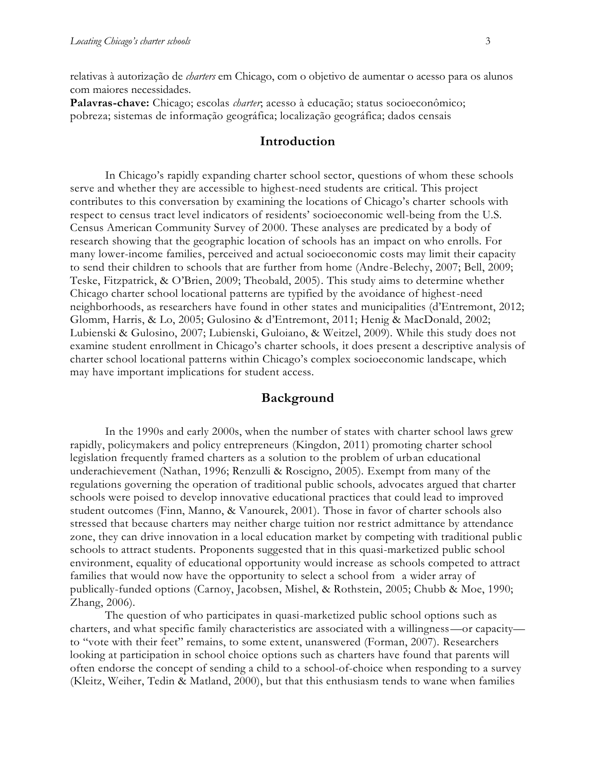relativas à autorização de *charters* em Chicago, com o objetivo de aumentar o acesso para os alunos com maiores necessidades.

**Palavras-chave:** Chicago; escolas *charter*; acesso à educação; status socioeconômico; pobreza; sistemas de informação geográfica; localização geográfica; dados censais

## Introduction

In Chicago's rapidly expanding charter school sector, questions of whom these schools serve and whether they are accessible to highest-need students are critical. This project contributes to this conversation by examining the locations of Chicago's charter schools with respect to census tract level indicators of residents' socioeconomic well-being from the U.S. Census American Community Survey of 2000. These analyses are predicated by a body of research showing that the geographic location of schools has an impact on who enrolls. For many lower-income families, perceived and actual socioeconomic costs may limit their capacity to send their children to schools that are further from home (Andre-Belechy, 2007; Bell, 2009; Teske, Fitzpatrick, & O'Brien, 2009; Theobald, 2005). This study aims to determine whether Chicago charter school locational patterns are typified by the avoidance of highest-need neighborhoods, as researchers have found in other states and municipalities (d'Entremont, 2012; Glomm, Harris, & Lo, 2005; Gulosino & d'Entremont, 2011; Henig & MacDonald, 2002; Lubienski & Gulosino, 2007; Lubienski, Guloiano, & Weitzel, 2009). While this study does not examine student enrollment in Chicago's charter schools, it does present a descriptive analysis of charter school locational patterns within Chicago's complex socioeconomic landscape, which may have important implications for student access.

## Background

In the 1990s and early 2000s, when the number of states with charter school laws grew rapidly, policymakers and policy entrepreneurs (Kingdon, 2011) promoting charter school legislation frequently framed charters as a solution to the problem of urban educational underachievement (Nathan, 1996; Renzulli & Roscigno, 2005). Exempt from many of the regulations governing the operation of traditional public schools, advocates argued that charter schools were poised to develop innovative educational practices that could lead to improved student outcomes (Finn, Manno, & Vanourek, 2001). Those in favor of charter schools also stressed that because charters may neither charge tuition nor restrict admittance by attendance zone, they can drive innovation in a local education market by competing with traditional public schools to attract students. Proponents suggested that in this quasi-marketized public school environment, equality of educational opportunity would increase as schools competed to attract families that would now have the opportunity to select a school from a wider array of publically-funded options (Carnoy, Jacobsen, Mishel, & Rothstein, 2005; Chubb & Moe, 1990; Zhang, 2006).

The question of who participates in quasi-marketized public school options such as charters, and what specific family characteristics are associated with a willingness—or capacity—to "vote with their feet" remains, to some extent, unanswered (Forman, 2007). Researchers looking at participation in school choice options such as charters have found that parents will often endorse the concept of sending a child to a school-of-choice when responding to a survey (Kleitz, Weiher, Tedin & Matland, 2000), but that this enthusiasm tends to wane when families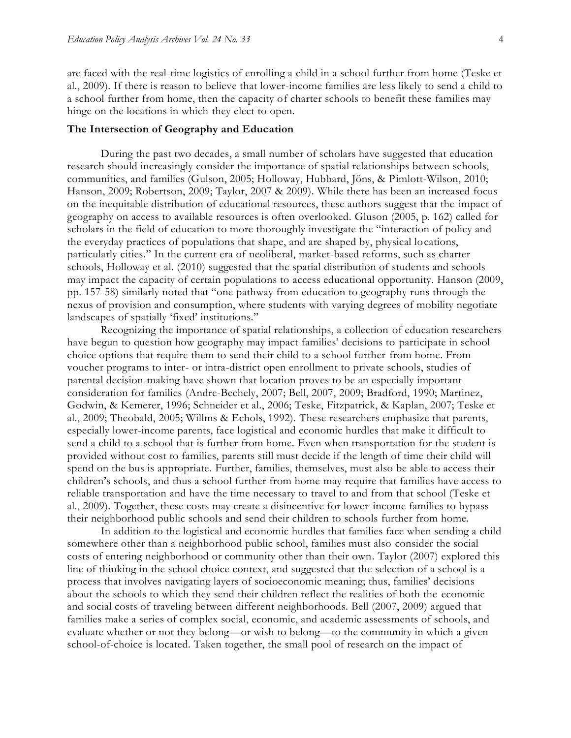are faced with the real-time logistics of enrolling a child in a school further from home (Teske et al., 2009). If there is reason to believe that lower-income families are less likely to send a child to a school further from home, then the capacity of charter schools to benefit these families may hinge on the locations in which they elect to open.

### The Intersection of Geography and Education

During the past two decades, a small number of scholars have suggested that education research should increasingly consider the importance of spatial relationships between schools, communities, and families (Gulson, 2005; Holloway, Hubbard, Jöns, & Pimlott-Wilson, 2010; Hanson, 2009; Robertson, 2009; Taylor, 2007 & 2009). While there has been an increased focus on the inequitable distribution of educational resources, these authors suggest that the impact of geography on access to available resources is often overlooked. Gluson (2005, p. 162) called for scholars in the field of education to more thoroughly investigate the "interaction of policy and the everyday practices of populations that shape, and are shaped by, physical locations, particularly cities." In the current era of neoliberal, market-based reforms, such as charter schools, Holloway et al. (2010) suggested that the spatial distribution of students and schools may impact the capacity of certain populations to access educational opportunity. Hanson (2009, pp. 157-58) similarly noted that "one pathway from education to geography runs through the nexus of provision and consumption, where students with varying degrees of mobility negotiate landscapes of spatially 'fixed' institutions."

Recognizing the importance of spatial relationships, a collection of education researchers have begun to question how geography may impact families' decisions to participate in school choice options that require them to send their child to a school further from home. From voucher programs to inter- or intra-district open enrollment to private schools, studies of parental decision-making have shown that location proves to be an especially important consideration for families (Andre-Bechely, 2007; Bell, 2007, 2009; Bradford, 1990; Martinez, Godwin, & Kemerer, 1996; Schneider et al., 2006; Teske, Fitzpatrick, & Kaplan, 2007; Teske et al., 2009; Theobald, 2005; Willms & Echols, 1992). These researchers emphasize that parents, especially lower-income parents, face logistical and economic hurdles that make it difficult to send a child to a school that is further from home. Even when transportation for the student is provided without cost to families, parents still must decide if the length of time their child will spend on the bus is appropriate. Further, families, themselves, must also be able to access their children's schools, and thus a school further from home may require that families have access to reliable transportation and have the time necessary to travel to and from that school (Teske et al., 2009). Together, these costs may create a disincentive for lower-income families to bypass their neighborhood public schools and send their children to schools further from home.

In addition to the logistical and economic hurdles that families face when sending a child somewhere other than a neighborhood public school, families must also consider the social costs of entering neighborhood or community other than their own. Taylor (2007) explored this line of thinking in the school choice context, and suggested that the selection of a school is a process that involves navigating layers of socioeconomic meaning; thus, families' decisions about the schools to which they send their children reflect the realities of both the economic and social costs of traveling between different neighborhoods. Bell (2007, 2009) argued that families make a series of complex social, economic, and academic assessments of schools, and evaluate whether or not they belong—or wish to belong—to the community in which a given school-of-choice is located. Taken together, the small pool of research on the impact of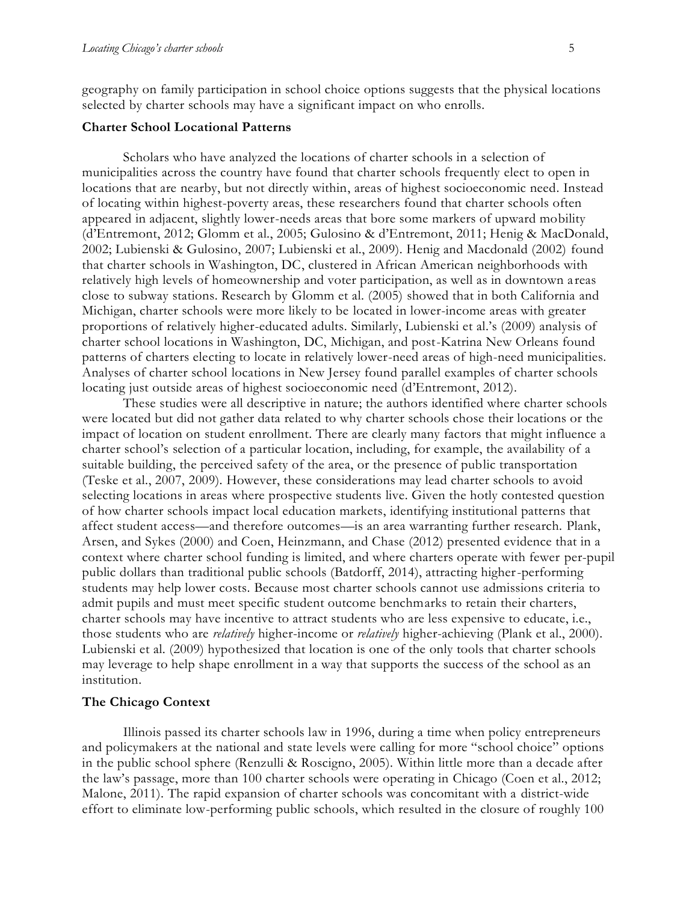geography on family participation in school choice options suggests that the physical locations selected by charter schools may have a significant impact on who enrolls.

### Charter School Locational Patterns

Scholars who have analyzed the locations of charter schools in a selection of municipalities across the country have found that charter schools frequently elect to open in locations that are nearby, but not directly within, areas of highest socioeconomic need. Instead of locating within highest-poverty areas, these researchers found that charter schools often appeared in adjacent, slightly lower-needs areas that bore some markers of upward mobility (d'Entremont, 2012; Glomm et al., 2005; Gulosino & d'Entremont, 2011; Henig & MacDonald, 2002; Lubienski & Gulosino, 2007; Lubienski et al., 2009). Henig and Macdonald (2002) found that charter schools in Washington, DC, clustered in African American neighborhoods with relatively high levels of homeownership and voter participation, as well as in downtown areas close to subway stations. Research by Glomm et al. (2005) showed that in both California and Michigan, charter schools were more likely to be located in lower-income areas with greater proportions of relatively higher-educated adults. Similarly, Lubienski et al.'s (2009) analysis of charter school locations in Washington, DC, Michigan, and post-Katrina New Orleans found patterns of charters electing to locate in relatively lower-need areas of high-need municipalities. Analyses of charter school locations in New Jersey found parallel examples of charter schools locating just outside areas of highest socioeconomic need (d'Entremont, 2012).

These studies were all descriptive in nature; the authors identified where charter schools were located but did not gather data related to why charter schools chose their locations or the impact of location on student enrollment. There are clearly many factors that might influence a charter school's selection of a particular location, including, for example, the availability of a suitable building, the perceived safety of the area, or the presence of public transportation (Teske et al., 2007, 2009). However, these considerations may lead charter schools to avoid selecting locations in areas where prospective students live. Given the hotly contested question of how charter schools impact local education markets, identifying institutional patterns that affect student access—and therefore outcomes—is an area warranting further research. Plank, Arsen, and Sykes (2000) and Coen, Heinzmann, and Chase (2012) presented evidence that in a context where charter school funding is limited, and where charters operate with fewer per-pupil public dollars than traditional public schools (Batdorff, 2014), attracting higher-performing students may help lower costs. Because most charter schools cannot use admissions criteria to admit pupils and must meet specific student outcome benchmarks to retain their charters, charter schools may have incentive to attract students who are less expensive to educate, i.e., those students who are *relatively* higher-income or *relatively* higher-achieving (Plank et al., 2000). Lubienski et al. (2009) hypothesized that location is one of the only tools that charter schools may leverage to help shape enrollment in a way that supports the success of the school as an institution.

### The Chicago Context

Illinois passed its charter schools law in 1996, during a time when policy entrepreneurs and policymakers at the national and state levels were calling for more "school choice" options in the public school sphere (Renzulli & Roscigno, 2005). Within little more than a decade after the law's passage, more than 100 charter schools were operating in Chicago (Coen et al., 2012; Malone, 2011). The rapid expansion of charter schools was concomitant with a district-wide effort to eliminate low-performing public schools, which resulted in the closure of roughly 100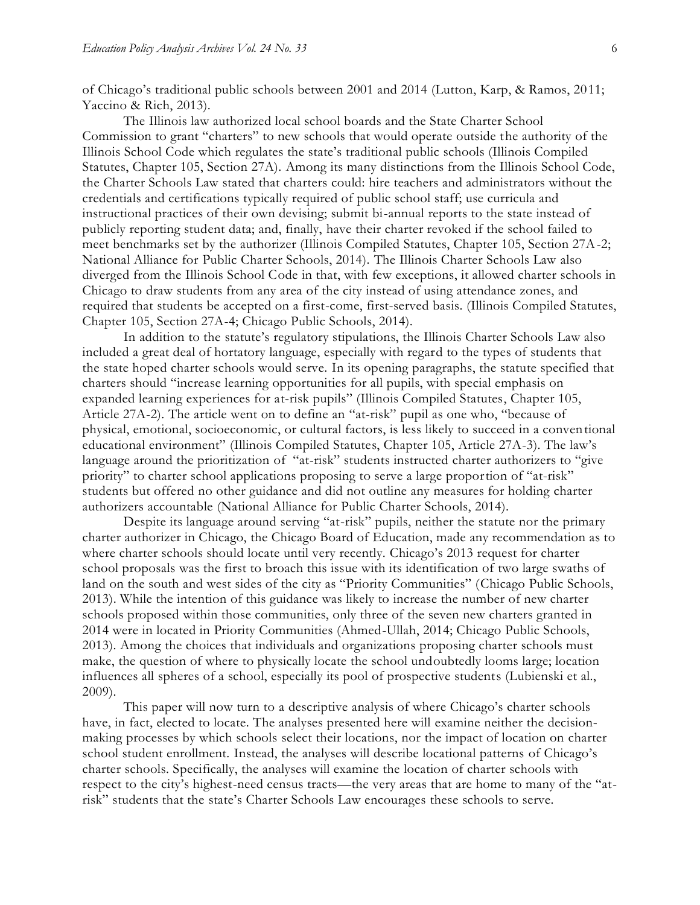of Chicago's traditional public schools between 2001 and 2014 (Lutton, Karp, & Ramos, 2011; Yaccino & Rich, 2013).

The Illinois law authorized local school boards and the State Charter School Commission to grant "charters" to new schools that would operate outside the authority of the Illinois School Code which regulates the state's traditional public schools (Illinois Compiled Statutes, Chapter 105, Section 27A). Among its many distinctions from the Illinois School Code, the Charter Schools Law stated that charters could: hire teachers and administrators without the credentials and certifications typically required of public school staff; use curricula and instructional practices of their own devising; submit bi-annual reports to the state instead of publicly reporting student data; and, finally, have their charter revoked if the school failed to meet benchmarks set by the authorizer (Illinois Compiled Statutes, Chapter 105, Section 27A-2; National Alliance for Public Charter Schools, 2014). The Illinois Charter Schools Law also diverged from the Illinois School Code in that, with few exceptions, it allowed charter schools in Chicago to draw students from any area of the city instead of using attendance zones, and required that students be accepted on a first-come, first-served basis. (Illinois Compiled Statutes, Chapter 105, Section 27A-4; Chicago Public Schools, 2014).

In addition to the statute's regulatory stipulations, the Illinois Charter Schools Law also included a great deal of hortatory language, especially with regard to the types of students that the state hoped charter schools would serve. In its opening paragraphs, the statute specified that charters should "increase learning opportunities for all pupils, with special emphasis on expanded learning experiences for at-risk pupils" (Illinois Compiled Statutes, Chapter 105, Article 27A-2). The article went on to define an "at-risk" pupil as one who, "because of physical, emotional, socioeconomic, or cultural factors, is less likely to succeed in a conventional educational environment" (Illinois Compiled Statutes, Chapter 105, Article 27A-3). The law's language around the prioritization of "at-risk" students instructed charter authorizers to "give priority" to charter school applications proposing to serve a large proportion of "at-risk" students but offered no other guidance and did not outline any measures for holding charter authorizers accountable (National Alliance for Public Charter Schools, 2014).

Despite its language around serving "at-risk" pupils, neither the statute nor the primary charter authorizer in Chicago, the Chicago Board of Education, made any recommendation as to where charter schools should locate until very recently. Chicago's 2013 request for charter school proposals was the first to broach this issue with its identification of two large swaths of land on the south and west sides of the city as "Priority Communities" (Chicago Public Schools, 2013). While the intention of this guidance was likely to increase the number of new charter schools proposed within those communities, only three of the seven new charters granted in 2014 were in located in Priority Communities (Ahmed-Ullah, 2014; Chicago Public Schools, 2013). Among the choices that individuals and organizations proposing charter schools must make, the question of where to physically locate the school undoubtedly looms large; location influences all spheres of a school, especially its pool of prospective students (Lubienski et al., 2009).

This paper will now turn to a descriptive analysis of where Chicago's charter schools have, in fact, elected to locate. The analyses presented here will examine neither the decision-making processes by which schools select their locations, nor the impact of location on charter school student enrollment. Instead, the analyses will describe locational patterns of Chicago's charter schools. Specifically, the analyses will examine the location of charter schools with respect to the city's highest-need census tracts—the very areas that are home to many of the "at-risk" students that the state's Charter Schools Law encourages these schools to serve.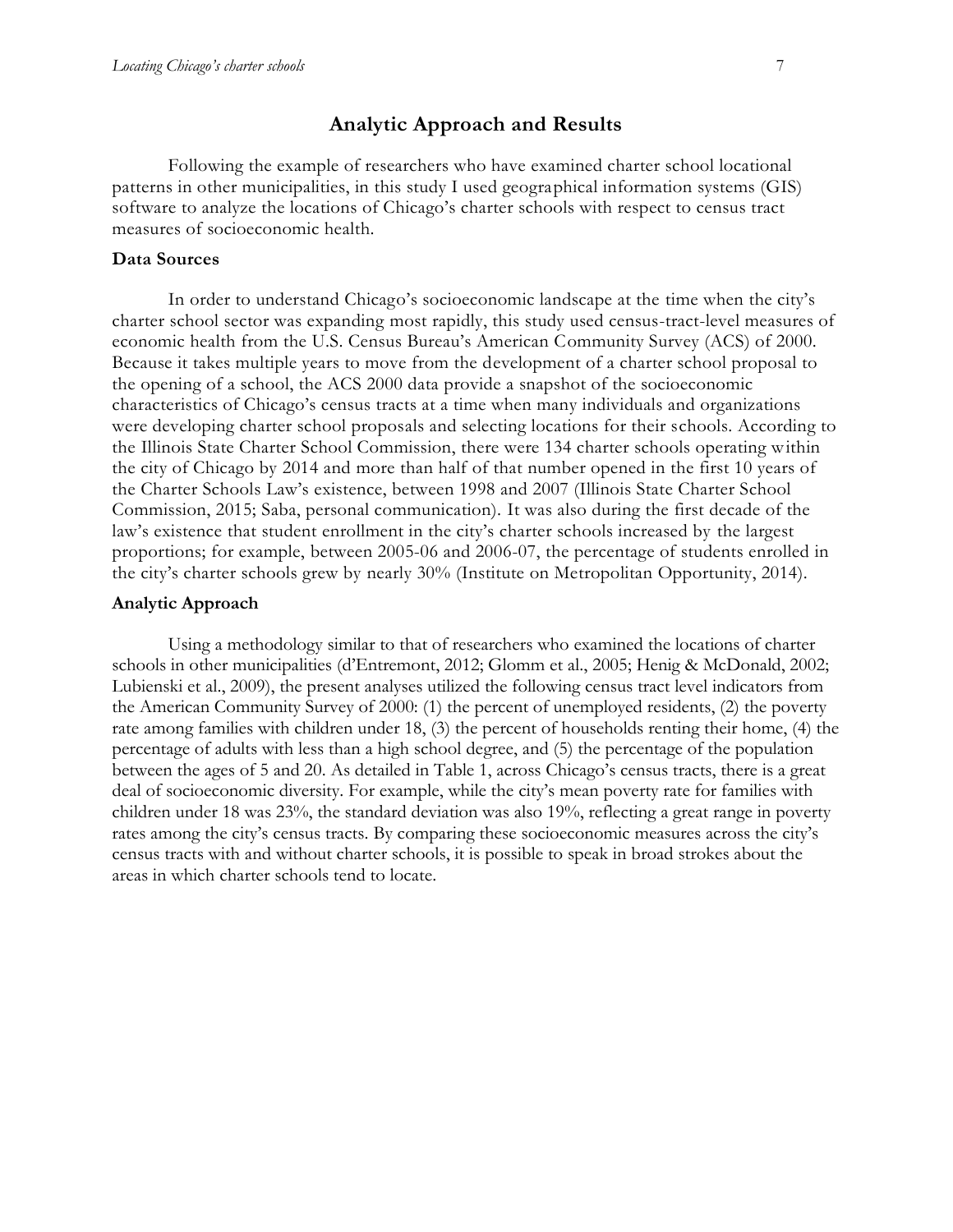## Analytic Approach and Results

Following the example of researchers who have examined charter school locational patterns in other municipalities, in this study I used geographical information systems (GIS) software to analyze the locations of Chicago's charter schools with respect to census tract measures of socioeconomic health.

### Data Sources

In order to understand Chicago's socioeconomic landscape at the time when the city's charter school sector was expanding most rapidly, this study used census-tract-level measures of economic health from the U.S. Census Bureau's American Community Survey (ACS) of 2000. Because it takes multiple years to move from the development of a charter school proposal to the opening of a school, the ACS 2000 data provide a snapshot of the socioeconomic characteristics of Chicago's census tracts at a time when many individuals and organizations were developing charter school proposals and selecting locations for their schools. According to the Illinois State Charter School Commission, there were 134 charter schools operating within the city of Chicago by 2014 and more than half of that number opened in the first 10 years of the Charter Schools Law's existence, between 1998 and 2007 (Illinois State Charter School Commission, 2015; Saba, personal communication). It was also during the first decade of the law's existence that student enrollment in the city's charter schools increased by the largest proportions; for example, between 2005-06 and 2006-07, the percentage of students enrolled in the city's charter schools grew by nearly 30% (Institute on Metropolitan Opportunity, 2014).

### Analytic Approach

Using a methodology similar to that of researchers who examined the locations of charter schools in other municipalities (d'Entremont, 2012; Glomm et al., 2005; Henig & McDonald, 2002; Lubienski et al., 2009), the present analyses utilized the following census tract level indicators from the American Community Survey of 2000: (1) the percent of unemployed residents, (2) the poverty rate among families with children under 18, (3) the percent of households renting their home, (4) the percentage of adults with less than a high school degree, and (5) the percentage of the population between the ages of 5 and 20. As detailed in Table 1, across Chicago's census tracts, there is a great deal of socioeconomic diversity. For example, while the city's mean poverty rate for families with children under 18 was 23%, the standard deviation was also 19%, reflecting a great range in poverty rates among the city's census tracts. By comparing these socioeconomic measures across the city's census tracts with and without charter schools, it is possible to speak in broad strokes about the areas in which charter schools tend to locate.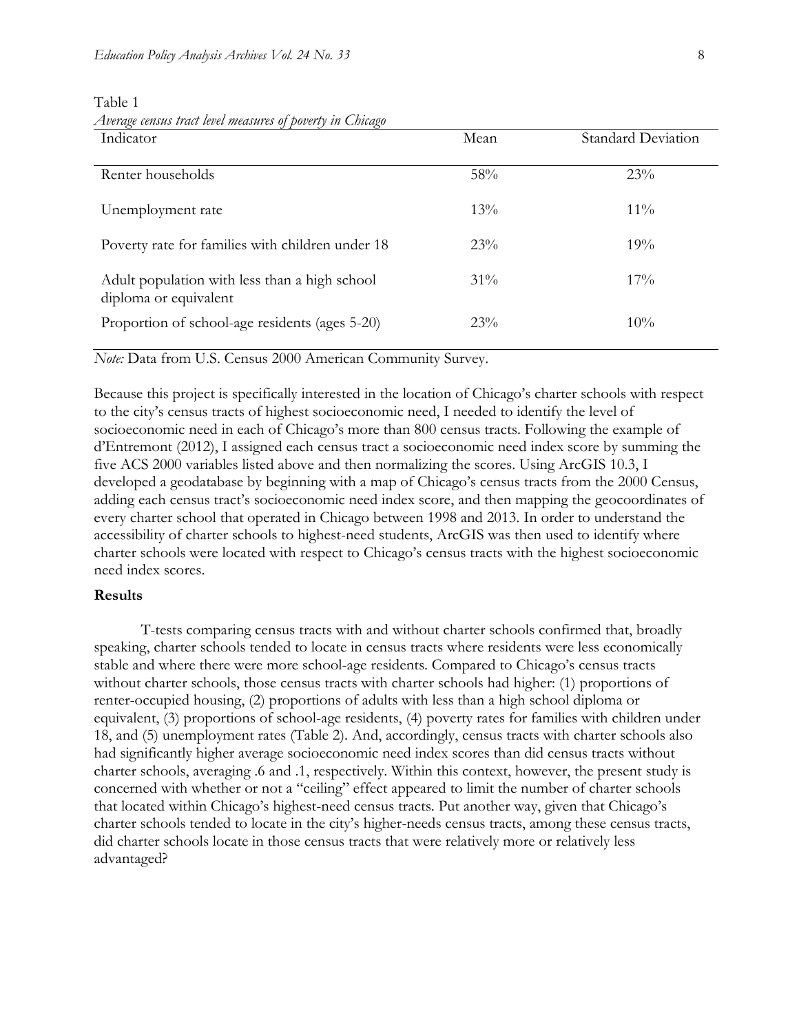Table 1

*Average census tract level measures of poverty in Chicago*

| Indicator | Mean | Standard Deviation |
|---|---|---|
| Renter households | 58% | 23% |
| Unemployment rate | 13% | 11% |
| Poverty rate for families with children under 18 | 23% | 19% |
| Adult population with less than a high school diploma or equivalent | 31% | 17% |
| Proportion of school-age residents (ages 5-20) | 23% | 10% |

*Note:* Data from U.S. Census 2000 American Community Survey.

Because this project is specifically interested in the location of Chicago's charter schools with respect to the city's census tracts of highest socioeconomic need, I needed to identify the level of socioeconomic need in each of Chicago's more than 800 census tracts. Following the example of d'Entremont (2012), I assigned each census tract a socioeconomic need index score by summing the five ACS 2000 variables listed above and then normalizing the scores. Using ArcGIS 10.3, I developed a geodatabase by beginning with a map of Chicago's census tracts from the 2000 Census, adding each census tract's socioeconomic need index score, and then mapping the geocoordinates of every charter school that operated in Chicago between 1998 and 2013. In order to understand the accessibility of charter schools to highest-need students, ArcGIS was then used to identify where charter schools were located with respect to Chicago's census tracts with the highest socioeconomic need index scores.

### Results

T-tests comparing census tracts with and without charter schools confirmed that, broadly speaking, charter schools tended to locate in census tracts where residents were less economically stable and where there were more school-age residents. Compared to Chicago's census tracts without charter schools, those census tracts with charter schools had higher: (1) proportions of renter-occupied housing, (2) proportions of adults with less than a high school diploma or equivalent, (3) proportions of school-age residents, (4) poverty rates for families with children under 18, and (5) unemployment rates (Table 2). And, accordingly, census tracts with charter schools also had significantly higher average socioeconomic need index scores than did census tracts without charter schools, averaging .6 and .1, respectively. Within this context, however, the present study is concerned with whether or not a "ceiling" effect appeared to limit the number of charter schools that located within Chicago's highest-need census tracts. Put another way, given that Chicago's charter schools tended to locate in the city's higher-needs census tracts, among these census tracts, did charter schools locate in those census tracts that were relatively more or relatively less advantaged?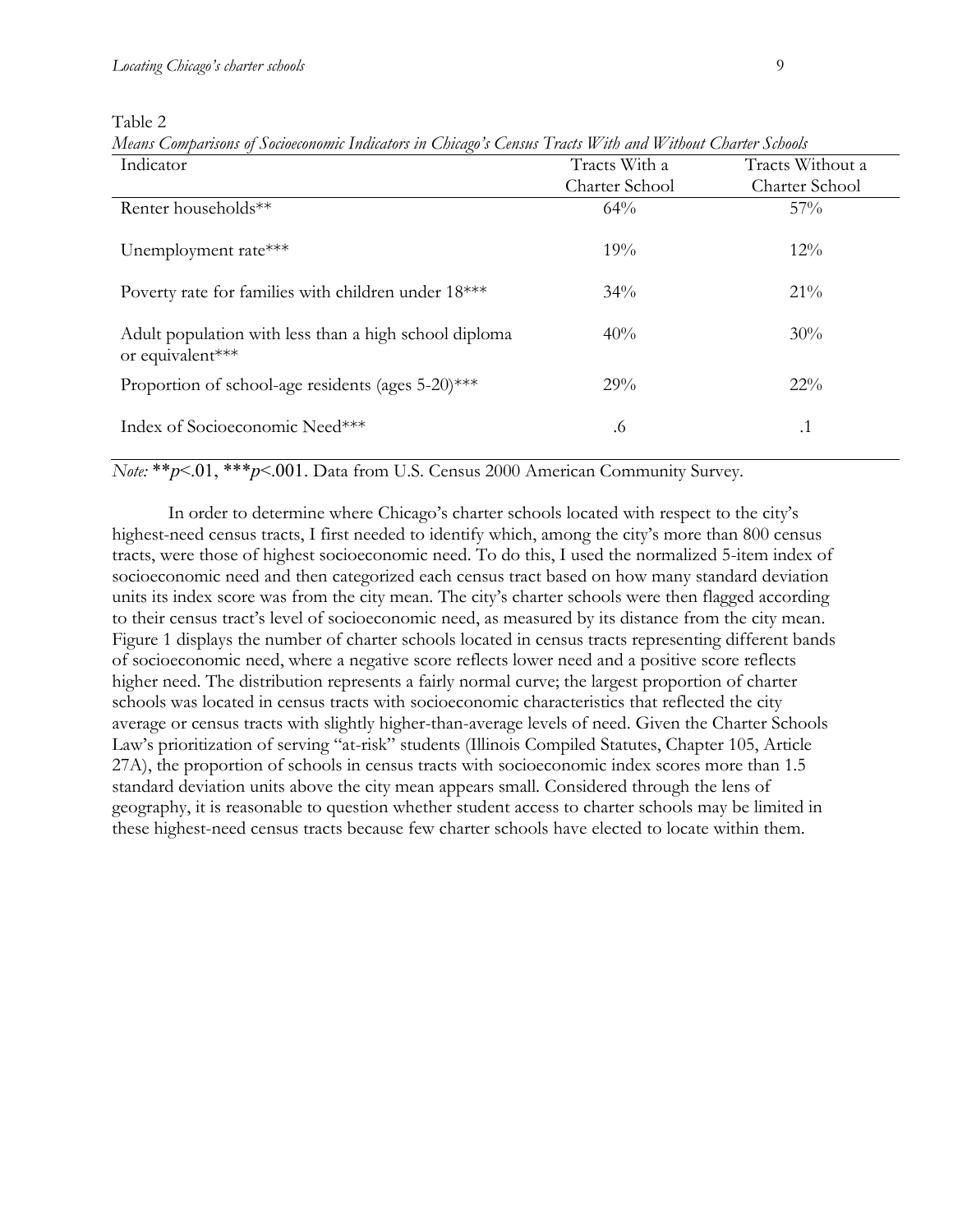Table 2

*Means Comparisons of Socioeconomic Indicators in Chicago's Census Tracts With and Without Charter Schools*

| Indicator | Tracts With a Charter School | Tracts Without a Charter School |
|---|---|---|
| Renter households** | 64% | 57% |
| Unemployment rate*** | 19% | 12% |
| Poverty rate for families with children under 18*** | 34% | 21% |
| Adult population with less than a high school diploma or equivalent*** | 40% | 30% |
| Proportion of school-age residents (ages 5-20)*** | 29% | 22% |
| Index of Socioeconomic Need*** | .6 | .1 |

*Note:* ** $p<.01$, *** $p<.001$. Data from U.S. Census 2000 American Community Survey.

In order to determine where Chicago's charter schools located with respect to the city's highest-need census tracts, I first needed to identify which, among the city's more than 800 census tracts, were those of highest socioeconomic need. To do this, I used the normalized 5-item index of socioeconomic need and then categorized each census tract based on how many standard deviation units its index score was from the city mean. The city's charter schools were then flagged according to their census tract's level of socioeconomic need, as measured by its distance from the city mean. Figure 1 displays the number of charter schools located in census tracts representing different bands of socioeconomic need, where a negative score reflects lower need and a positive score reflects higher need. The distribution represents a fairly normal curve; the largest proportion of charter schools was located in census tracts with socioeconomic characteristics that reflected the city average or census tracts with slightly higher-than-average levels of need. Given the Charter Schools Law's prioritization of serving "at-risk" students (Illinois Compiled Statutes, Chapter 105, Article 27A), the proportion of schools in census tracts with socioeconomic index scores more than 1.5 standard deviation units above the city mean appears small. Considered through the lens of geography, it is reasonable to question whether student access to charter schools may be limited in these highest-need census tracts because few charter schools have elected to locate within them.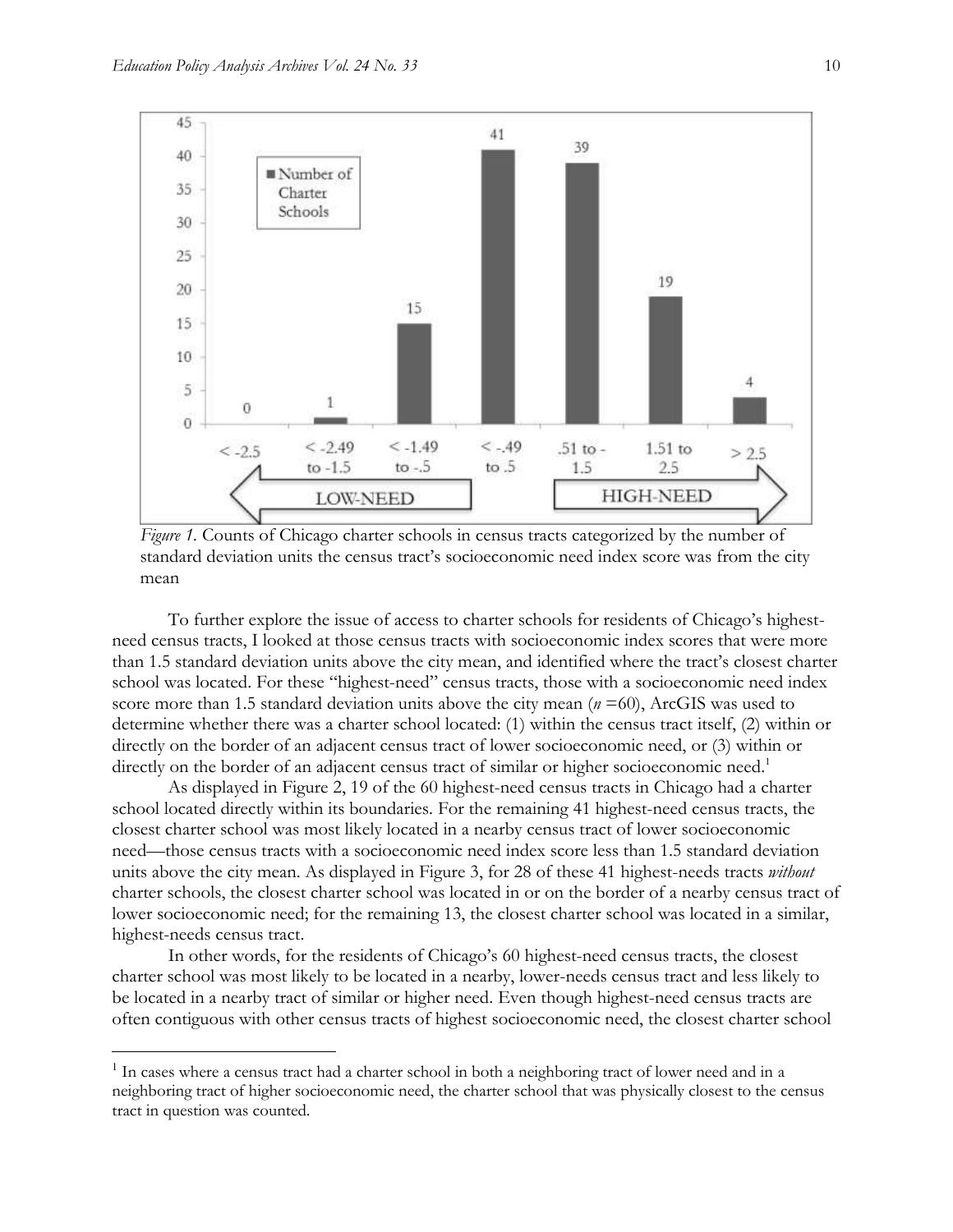*Figure 1.* Counts of Chicago charter schools in census tracts categorized by the number of standard deviation units the census tract's socioeconomic need index score was from the city mean

To further explore the issue of access to charter schools for residents of Chicago's highest-need census tracts, I looked at those census tracts with socioeconomic index scores that were more than 1.5 standard deviation units above the city mean, and identified where the tract's closest charter school was located. For these "highest-need" census tracts, those with a socioeconomic need index score more than 1.5 standard deviation units above the city mean ($n$ =60), ArcGIS was used to determine whether there was a charter school located: (1) within the census tract itself, (2) within or directly on the border of an adjacent census tract of lower socioeconomic need, or (3) within or directly on the border of an adjacent census tract of similar or higher socioeconomic need.[1]

As displayed in Figure 2, 19 of the 60 highest-need census tracts in Chicago had a charter school located directly within its boundaries. For the remaining 41 highest-need census tracts, the closest charter school was most likely located in a nearby census tract of lower socioeconomic need—those census tracts with a socioeconomic need index score less than 1.5 standard deviation units above the city mean. As displayed in Figure 3, for 28 of these 41 highest-needs tracts *without* charter schools, the closest charter school was located in or on the border of a nearby census tract of lower socioeconomic need; for the remaining 13, the closest charter school was located in a similar, highest-needs census tract.

In other words, for the residents of Chicago's 60 highest-need census tracts, the closest charter school was most likely to be located in a nearby, lower-needs census tract and less likely to be located in a nearby tract of similar or higher need. Even though highest-need census tracts are often contiguous with other census tracts of highest socioeconomic need, the closest charter school

---

[1] In cases where a census tract had a charter school in both a neighboring tract of lower need and in a neighboring tract of higher socioeconomic need, the charter school that was physically closest to the census tract in question was counted.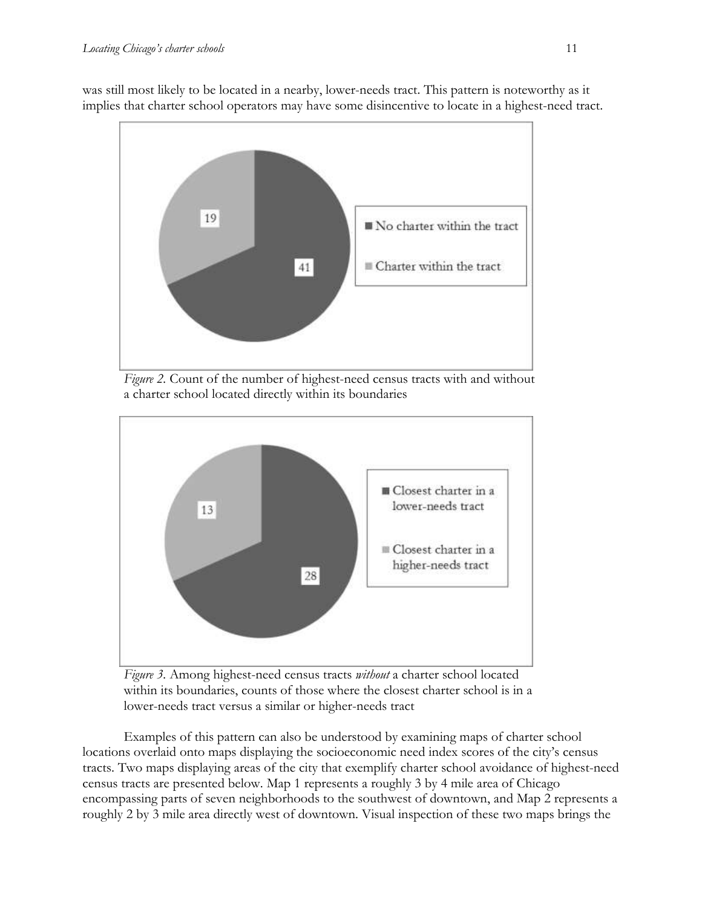was still most likely to be located in a nearby, lower-needs tract. This pattern is noteworthy as it implies that charter school operators may have some disincentive to locate in a highest-need tract.

*Figure 2.* Count of the number of highest-need census tracts with and without a charter school located directly within its boundaries

*Figure 3.* Among highest-need census tracts *without* a charter school located within its boundaries, counts of those where the closest charter school is in a lower-needs tract versus a similar or higher-needs tract

Examples of this pattern can also be understood by examining maps of charter school locations overlaid onto maps displaying the socioeconomic need index scores of the city's census tracts. Two maps displaying areas of the city that exemplify charter school avoidance of highest-need census tracts are presented below. Map 1 represents a roughly 3 by 4 mile area of Chicago encompassing parts of seven neighborhoods to the southwest of downtown, and Map 2 represents a roughly 2 by 3 mile area directly west of downtown. Visual inspection of these two maps brings the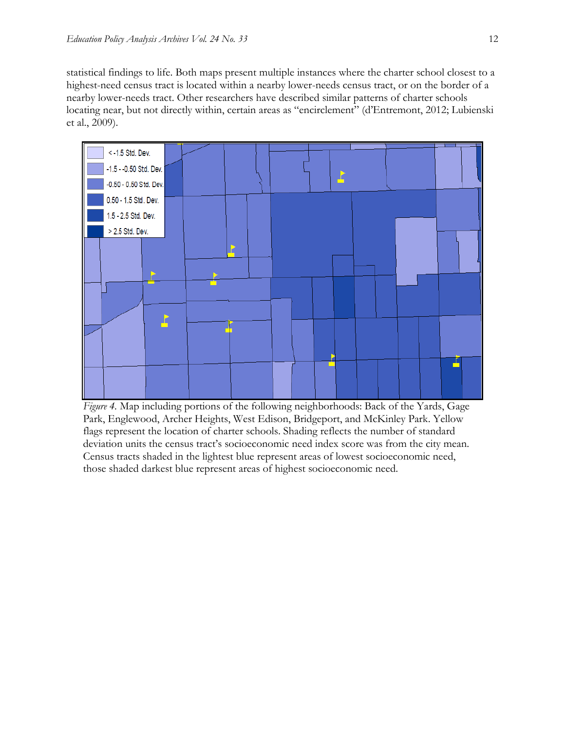statistical findings to life. Both maps present multiple instances where the charter school closest to a highest-need census tract is located within a nearby lower-needs census tract, or on the border of a nearby lower-needs tract. Other researchers have described similar patterns of charter schools locating near, but not directly within, certain areas as "encirclement" (d'Entremont, 2012; Lubienski et al., 2009).

*Figure 4.* Map including portions of the following neighborhoods: Back of the Yards, Gage Park, Englewood, Archer Heights, West Edison, Bridgeport, and McKinley Park. Yellow flags represent the location of charter schools. Shading reflects the number of standard deviation units the census tract's socioeconomic need index score was from the city mean. Census tracts shaded in the lightest blue represent areas of lowest socioeconomic need, those shaded darkest blue represent areas of highest socioeconomic need.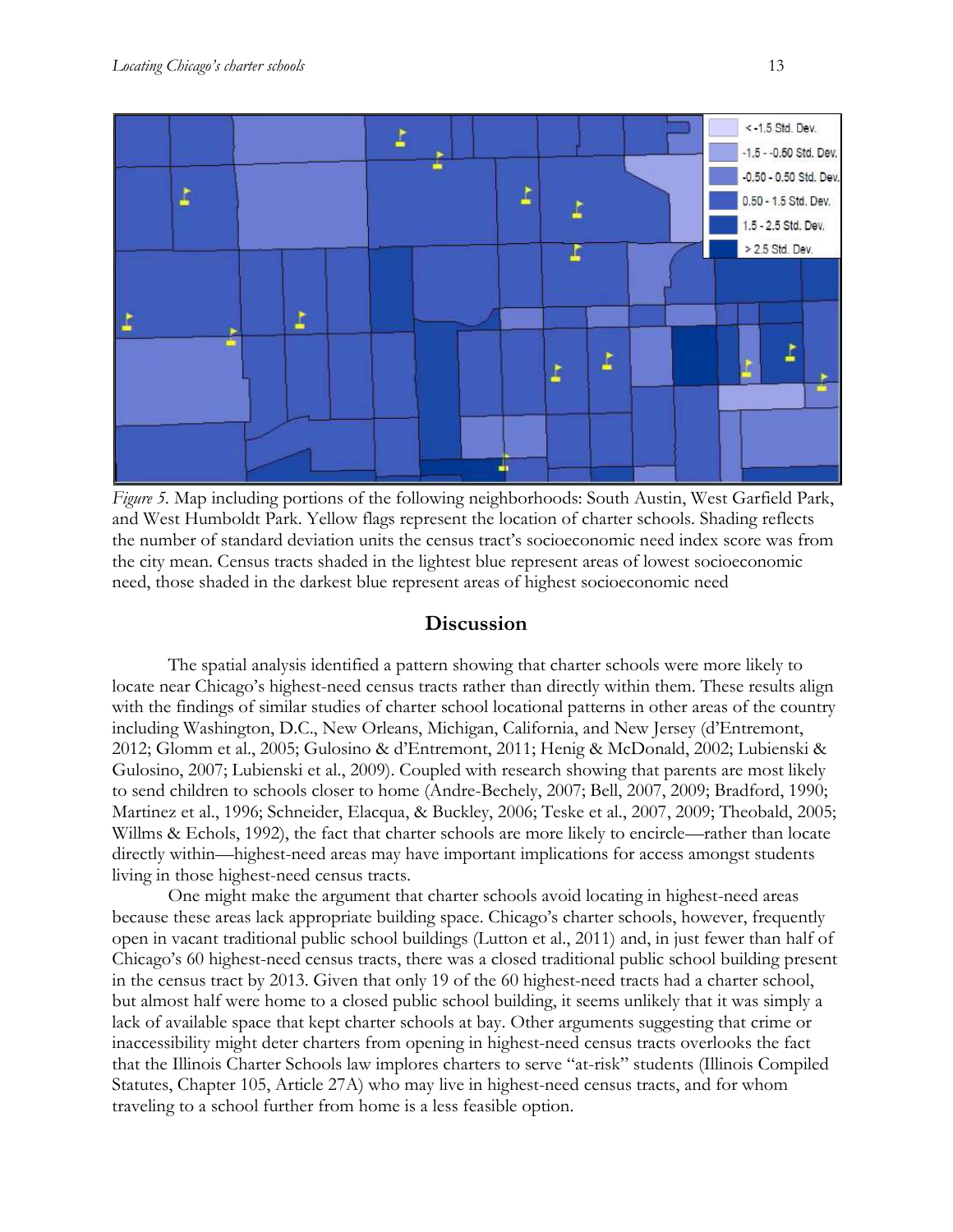*Figure 5*. Map including portions of the following neighborhoods: South Austin, West Garfield Park, and West Humboldt Park. Yellow flags represent the location of charter schools. Shading reflects the number of standard deviation units the census tract's socioeconomic need index score was from the city mean. Census tracts shaded in the lightest blue represent areas of lowest socioeconomic need, those shaded in the darkest blue represent areas of highest socioeconomic need

## Discussion

The spatial analysis identified a pattern showing that charter schools were more likely to locate near Chicago's highest-need census tracts rather than directly within them. These results align with the findings of similar studies of charter school locational patterns in other areas of the country including Washington, D.C., New Orleans, Michigan, California, and New Jersey (d'Entremont, 2012; Glomm et al., 2005; Gulosino & d'Entremont, 2011; Henig & McDonald, 2002; Lubienski & Gulosino, 2007; Lubienski et al., 2009). Coupled with research showing that parents are most likely to send children to schools closer to home (Andre-Bechely, 2007; Bell, 2007, 2009; Bradford, 1990; Martinez et al., 1996; Schneider, Elacqua, & Buckley, 2006; Teske et al., 2007, 2009; Theobald, 2005; Willms & Echols, 1992), the fact that charter schools are more likely to encircle—rather than locate directly within—highest-need areas may have important implications for access amongst students living in those highest-need census tracts.

One might make the argument that charter schools avoid locating in highest-need areas because these areas lack appropriate building space. Chicago's charter schools, however, frequently open in vacant traditional public school buildings (Lutton et al., 2011) and, in just fewer than half of Chicago's 60 highest-need census tracts, there was a closed traditional public school building present in the census tract by 2013. Given that only 19 of the 60 highest-need tracts had a charter school, but almost half were home to a closed public school building, it seems unlikely that it was simply a lack of available space that kept charter schools at bay. Other arguments suggesting that crime or inaccessibility might deter charters from opening in highest-need census tracts overlooks the fact that the Illinois Charter Schools law implores charters to serve "at-risk" students (Illinois Compiled Statutes, Chapter 105, Article 27A) who may live in highest-need census tracts, and for whom traveling to a school further from home is a less feasible option.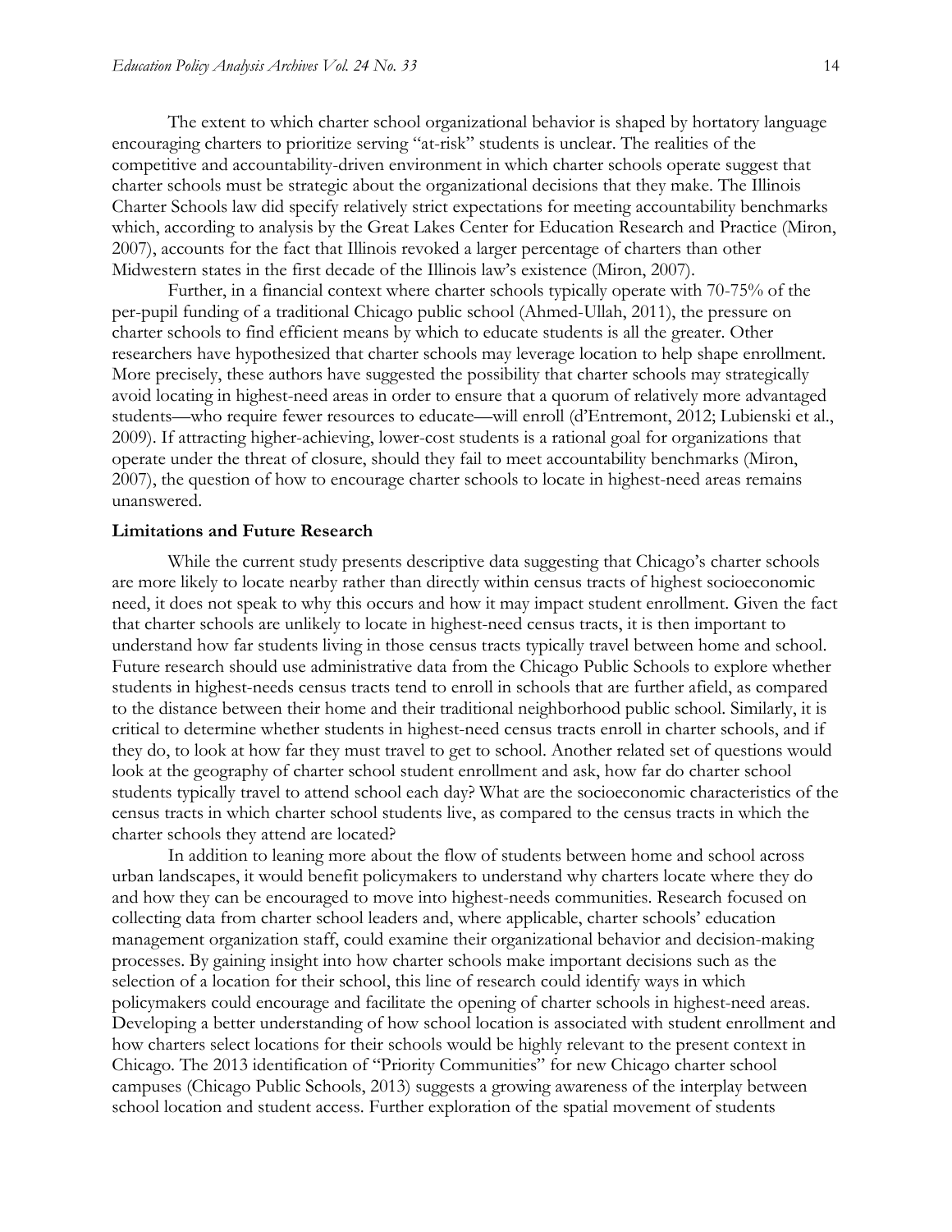The extent to which charter school organizational behavior is shaped by hortatory language encouraging charters to prioritize serving "at-risk" students is unclear. The realities of the competitive and accountability-driven environment in which charter schools operate suggest that charter schools must be strategic about the organizational decisions that they make. The Illinois Charter Schools law did specify relatively strict expectations for meeting accountability benchmarks which, according to analysis by the Great Lakes Center for Education Research and Practice (Miron, 2007), accounts for the fact that Illinois revoked a larger percentage of charters than other Midwestern states in the first decade of the Illinois law's existence (Miron, 2007).

Further, in a financial context where charter schools typically operate with 70-75% of the per-pupil funding of a traditional Chicago public school (Ahmed-Ullah, 2011), the pressure on charter schools to find efficient means by which to educate students is all the greater. Other researchers have hypothesized that charter schools may leverage location to help shape enrollment. More precisely, these authors have suggested the possibility that charter schools may strategically avoid locating in highest-need areas in order to ensure that a quorum of relatively more advantaged students—who require fewer resources to educate—will enroll (d'Entremont, 2012; Lubienski et al., 2009). If attracting higher-achieving, lower-cost students is a rational goal for organizations that operate under the threat of closure, should they fail to meet accountability benchmarks (Miron, 2007), the question of how to encourage charter schools to locate in highest-need areas remains unanswered.

**Limitations and Future Research**

While the current study presents descriptive data suggesting that Chicago's charter schools are more likely to locate nearby rather than directly within census tracts of highest socioeconomic need, it does not speak to why this occurs and how it may impact student enrollment. Given the fact that charter schools are unlikely to locate in highest-need census tracts, it is then important to understand how far students living in those census tracts typically travel between home and school. Future research should use administrative data from the Chicago Public Schools to explore whether students in highest-needs census tracts tend to enroll in schools that are further afield, as compared to the distance between their home and their traditional neighborhood public school. Similarly, it is critical to determine whether students in highest-need census tracts enroll in charter schools, and if they do, to look at how far they must travel to get to school. Another related set of questions would look at the geography of charter school student enrollment and ask, how far do charter school students typically travel to attend school each day? What are the socioeconomic characteristics of the census tracts in which charter school students live, as compared to the census tracts in which the charter schools they attend are located?

In addition to leaning more about the flow of students between home and school across urban landscapes, it would benefit policymakers to understand why charters locate where they do and how they can be encouraged to move into highest-needs communities. Research focused on collecting data from charter school leaders and, where applicable, charter schools' education management organization staff, could examine their organizational behavior and decision-making processes. By gaining insight into how charter schools make important decisions such as the selection of a location for their school, this line of research could identify ways in which policymakers could encourage and facilitate the opening of charter schools in highest-need areas. Developing a better understanding of how school location is associated with student enrollment and how charters select locations for their schools would be highly relevant to the present context in Chicago. The 2013 identification of "Priority Communities" for new Chicago charter school campuses (Chicago Public Schools, 2013) suggests a growing awareness of the interplay between school location and student access. Further exploration of the spatial movement of students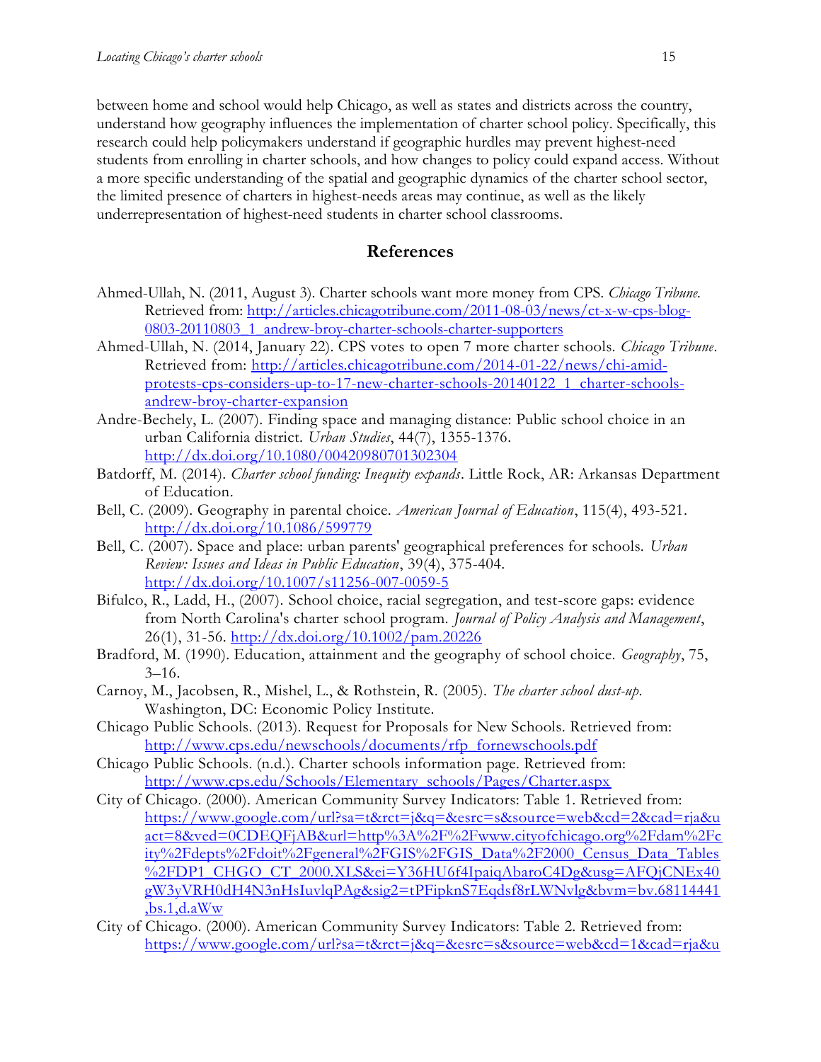between home and school would help Chicago, as well as states and districts across the country, understand how geography influences the implementation of charter school policy. Specifically, this research could help policymakers understand if geographic hurdles may prevent highest-need students from enrolling in charter schools, and how changes to policy could expand access. Without a more specific understanding of the spatial and geographic dynamics of the charter school sector, the limited presence of charters in highest-needs areas may continue, as well as the likely underrepresentation of highest-need students in charter school classrooms.

## References

Ahmed-Ullah, N. (2011, August 3). Charter schools want more money from CPS. *Chicago Tribune.* Retrieved from: http://articles.chicagotribune.com/2011-08-03/news/ct-x-w-cps-blog-0803-20110803_1_andrew-broy-charter-schools-charter-supporters

Ahmed-Ullah, N. (2014, January 22). CPS votes to open 7 more charter schools. *Chicago Tribune*. Retrieved from: http://articles.chicagotribune.com/2014-01-22/news/chi-amid-protests-cps-considers-up-to-17-new-charter-schools-20140122_1_charter-schools-andrew-broy-charter-expansion

Andre-Bechely, L. (2007). Finding space and managing distance: Public school choice in an urban California district. *Urban Studies*, 44(7), 1355-1376. http://dx.doi.org/10.1080/00420980701302304

Batdorff, M. (2014). *Charter school funding: Inequity expands*. Little Rock, AR: Arkansas Department of Education.

Bell, C. (2009). Geography in parental choice. *American Journal of Education*, 115(4), 493-521. http://dx.doi.org/10.1086/599779

Bell, C. (2007). Space and place: urban parents' geographical preferences for schools. *Urban Review: Issues and Ideas in Public Education*, 39(4), 375-404. http://dx.doi.org/10.1007/s11256-007-0059-5

Bifulco, R., Ladd, H., (2007). School choice, racial segregation, and test-score gaps: evidence from North Carolina's charter school program. *Journal of Policy Analysis and Management*, 26(1), 31-56. http://dx.doi.org/10.1002/pam.20226

Bradford, M. (1990). Education, attainment and the geography of school choice. *Geography*, 75, 3–16.

Carnoy, M., Jacobsen, R., Mishel, L., & Rothstein, R. (2005). *The charter school dust-up*. Washington, DC: Economic Policy Institute.

Chicago Public Schools. (2013). Request for Proposals for New Schools. Retrieved from: http://www.cps.edu/newschools/documents/rfp_fornewschools.pdf

Chicago Public Schools. (n.d.). Charter schools information page. Retrieved from: http://www.cps.edu/Schools/Elementary_schools/Pages/Charter.aspx

City of Chicago. (2000). American Community Survey Indicators: Table 1. Retrieved from: https://www.google.com/url?sa=t&rct=j&q=&esrc=s&source=web&cd=2&cad=rja&uact=8&ved=0CDEQFjAB&url=http%3A%2F%2Fwww.cityofchicago.org%2Fdam%2Fcity%2Fdepts%2Fdoit%2Fgeneral%2FGIS%2FGIS_Data%2F2000_Census_Data_Tables%2FDP1_CHGO_CT_2000.XLS&ei=Y36HU6f4IpaiqAbaroC4Dg&usg=AFQjCNEx40gW3yVRH0dH4N3nHsIuvlqPAg&sig2=tPFipknS7Eqdsf8rLWNvlg&bvm=bv.68114441,bs.1,d.aWw

City of Chicago. (2000). American Community Survey Indicators: Table 2. Retrieved from: https://www.google.com/url?sa=t&rct=j&q=&esrc=s&source=web&cd=1&cad=rja&u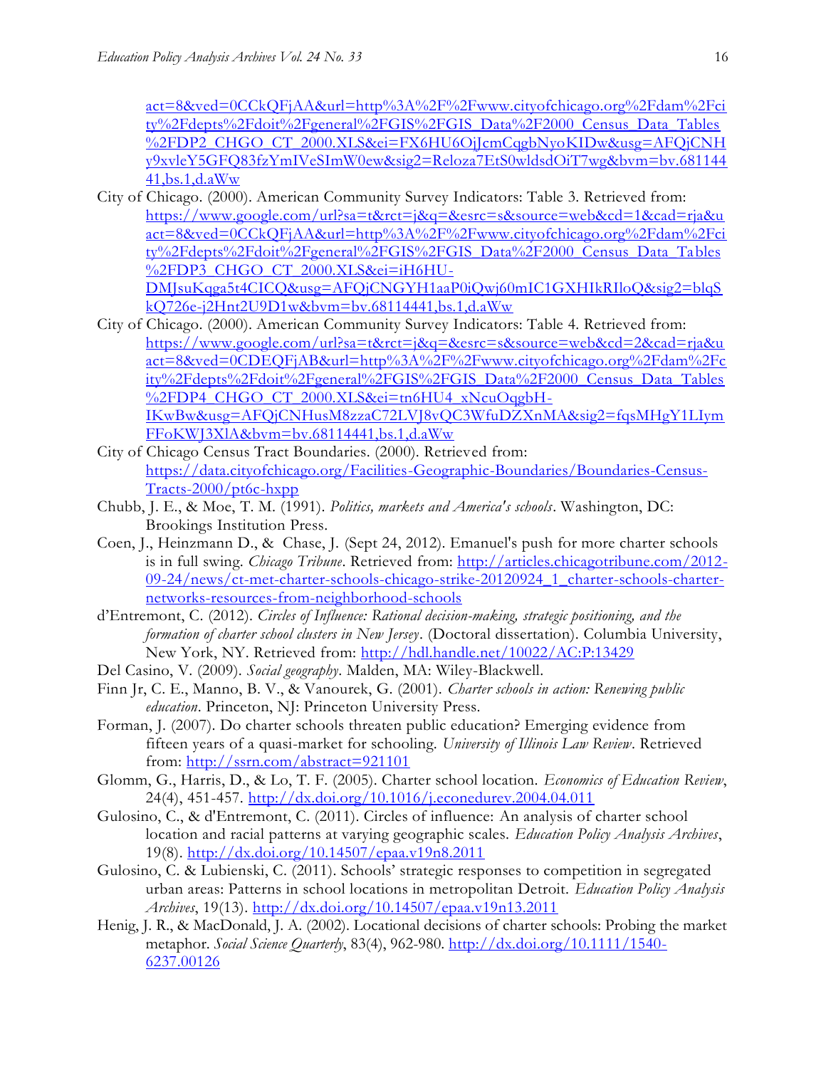act=8&ved=0CCkQFjAA&url=http%3A%2F%2Fwww.cityofchicago.org%2Fdam%2Fcity%2Fdepts%2Fdoit%2Fgeneral%2FGIS%2FGIS_Data%2F2000_Census_Data_Tables%2FDP2_CHGO_CT_2000.XLS&ei=FX6HU6OjJcmCqgbNyoKIDw&usg=AFQjCNHy9xvleY5GFQ83fzYmIVeSImW0ew&sig2=Reloza7EtS0wldsdOiT7wg&bvm=bv.68114441,bs.1,d.aWw

City of Chicago. (2000). American Community Survey Indicators: Table 3. Retrieved from: https://www.google.com/url?sa=t&rct=j&q=&esrc=s&source=web&cd=1&cad=rja&uact=8&ved=0CCkQFjAA&url=http%3A%2F%2Fwww.cityofchicago.org%2Fdam%2Fcity%2Fdepts%2Fdoit%2Fgeneral%2FGIS%2FGIS_Data%2F2000_Census_Data_Tables%2FDP3_CHGO_CT_2000.XLS&ei=iH6HU-DMJsuKqga5t4CICQ&usg=AFQjCNGYH1aaP0iQwj60mIC1GXHIkRIloQ&sig2=blqSkQ726e-j2Hnt2U9D1w&bvm=bv.68114441,bs.1,d.aWw

City of Chicago. (2000). American Community Survey Indicators: Table 4. Retrieved from: https://www.google.com/url?sa=t&rct=j&q=&esrc=s&source=web&cd=2&cad=rja&uact=8&ved=0CDEQFjAB&url=http%3A%2F%2Fwww.cityofchicago.org%2Fdam%2Fcity%2Fdepts%2Fdoit%2Fgeneral%2FGIS%2FGIS_Data%2F2000_Census_Data_Tables%2FDP4_CHGO_CT_2000.XLS&ei=tn6HU4_xNcuOqgbH-IKwBw&usg=AFQjCNHusM8zzaC72LVJ8vQC3WfuDZXnMA&sig2=fqsMHgY1LIymFFoKWJ3XlA&bvm=bv.68114441,bs.1,d.aWw

City of Chicago Census Tract Boundaries. (2000). Retrieved from: https://data.cityofchicago.org/Facilities-Geographic-Boundaries/Boundaries-Census-Tracts-2000/pt6c-hxpp

Chubb, J. E., & Moe, T. M. (1991). *Politics, markets and America's schools*. Washington, DC: Brookings Institution Press.

Coen, J., Heinzmann D., & Chase, J. (Sept 24, 2012). Emanuel's push for more charter schools is in full swing. *Chicago Tribune*. Retrieved from: http://articles.chicagotribune.com/2012-09-24/news/ct-met-charter-schools-chicago-strike-20120924_1_charter-schools-charter-networks-resources-from-neighborhood-schools

d'Entremont, C. (2012). *Circles of Influence: Rational decision-making, strategic positioning, and the formation of charter school clusters in New Jersey*. (Doctoral dissertation). Columbia University, New York, NY. Retrieved from: http://hdl.handle.net/10022/AC:P:13429

Del Casino, V. (2009). *Social geography*. Malden, MA: Wiley-Blackwell.

Finn Jr, C. E., Manno, B. V., & Vanourek, G. (2001). *Charter schools in action: Renewing public education*. Princeton, NJ: Princeton University Press.

Forman, J. (2007). Do charter schools threaten public education? Emerging evidence from fifteen years of a quasi-market for schooling. *University of Illinois Law Review*. Retrieved from: http://ssrn.com/abstract=921101

Glomm, G., Harris, D., & Lo, T. F. (2005). Charter school location. *Economics of Education Review*, 24(4), 451-457. http://dx.doi.org/10.1016/j.econedurev.2004.04.011

Gulosino, C., & d'Entremont, C. (2011). Circles of influence: An analysis of charter school location and racial patterns at varying geographic scales. *Education Policy Analysis Archives*, 19(8). http://dx.doi.org/10.14507/epaa.v19n8.2011

Gulosino, C. & Lubienski, C. (2011). Schools' strategic responses to competition in segregated urban areas: Patterns in school locations in metropolitan Detroit. *Education Policy Analysis Archives*, 19(13). http://dx.doi.org/10.14507/epaa.v19n13.2011

Henig, J. R., & MacDonald, J. A. (2002). Locational decisions of charter schools: Probing the market metaphor. *Social Science Quarterly*, 83(4), 962-980. http://dx.doi.org/10.1111/1540-6237.00126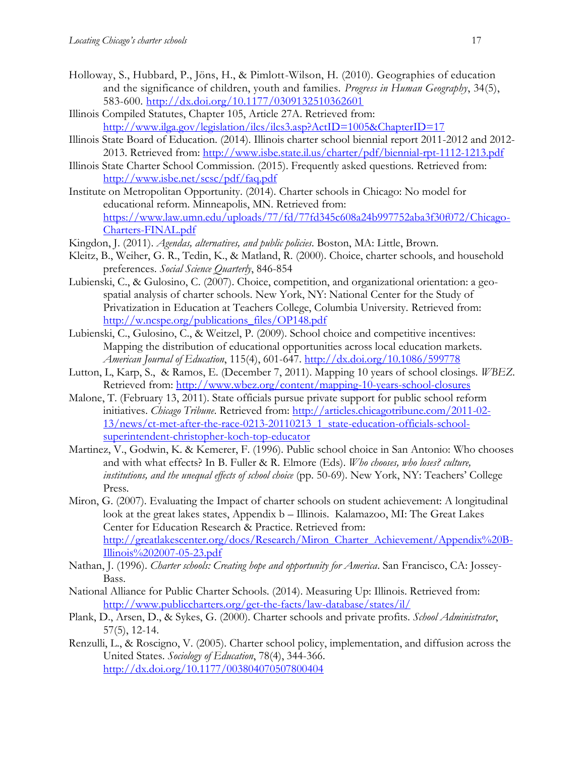Holloway, S., Hubbard, P., Jöns, H., & Pimlott-Wilson, H. (2010). Geographies of education and the significance of children, youth and families. *Progress in Human Geography*, 34(5), 583-600. http://dx.doi.org/10.1177/0309132510362601

Illinois Compiled Statutes, Chapter 105, Article 27A. Retrieved from: http://www.ilga.gov/legislation/ilcs/ilcs3.asp?ActID=1005&ChapterID=17

Illinois State Board of Education. (2014). Illinois charter school biennial report 2011-2012 and 2012-2013. Retrieved from: http://www.isbe.state.il.us/charter/pdf/biennial-rpt-1112-1213.pdf

Illinois State Charter School Commission. (2015). Frequently asked questions. Retrieved from: http://www.isbe.net/scsc/pdf/faq.pdf

Institute on Metropolitan Opportunity. (2014). Charter schools in Chicago: No model for educational reform. Minneapolis, MN. Retrieved from: https://www.law.umn.edu/uploads/77/fd/77fd345c608a24b997752aba3f30f072/Chicago-Charters-FINAL.pdf

Kingdon, J. (2011). *Agendas, alternatives, and public policies*. Boston, MA: Little, Brown.

Kleitz, B., Weiher, G. R., Tedin, K., & Matland, R. (2000). Choice, charter schools, and household preferences. *Social Science Quarterly*, 846-854

Lubienski, C., & Gulosino, C. (2007). Choice, competition, and organizational orientation: a geo-spatial analysis of charter schools. New York, NY: National Center for the Study of Privatization in Education at Teachers College, Columbia University. Retrieved from: http://w.ncspe.org/publications_files/OP148.pdf

Lubienski, C., Gulosino, C., & Weitzel, P. (2009). School choice and competitive incentives: Mapping the distribution of educational opportunities across local education markets. *American Journal of Education*, 115(4), 601-647. http://dx.doi.org/10.1086/599778

Lutton, L, Karp, S., & Ramos, E. (December 7, 2011). Mapping 10 years of school closings. *WBEZ*. Retrieved from: http://www.wbez.org/content/mapping-10-years-school-closures

Malone, T. (February 13, 2011). State officials pursue private support for public school reform initiatives. *Chicago Tribune*. Retrieved from: http://articles.chicagotribune.com/2011-02-13/news/ct-met-after-the-race-0213-20110213_1_state-education-officials-school-superintendent-christopher-koch-top-educator

Martinez, V., Godwin, K. & Kemerer, F. (1996). Public school choice in San Antonio: Who chooses and with what effects? In B. Fuller & R. Elmore (Eds). *Who chooses, who loses? culture, institutions, and the unequal effects of school choice* (pp. 50-69). New York, NY: Teachers' College Press.

Miron, G. (2007). Evaluating the Impact of charter schools on student achievement: A longitudinal look at the great lakes states, Appendix b – Illinois. Kalamazoo, MI: The Great Lakes Center for Education Research & Practice. Retrieved from: http://greatlakescenter.org/docs/Research/Miron_Charter_Achievement/Appendix%20B-Illinois%202007-05-23.pdf

Nathan, J. (1996). *Charter schools: Creating hope and opportunity for America*. San Francisco, CA: Jossey-Bass.

National Alliance for Public Charter Schools. (2014). Measuring Up: Illinois. Retrieved from: http://www.publiccharters.org/get-the-facts/law-database/states/il/

Plank, D., Arsen, D., & Sykes, G. (2000). Charter schools and private profits. *School Administrator*, 57(5), 12-14.

Renzulli, L., & Roscigno, V. (2005). Charter school policy, implementation, and diffusion across the United States. *Sociology of Education*, 78(4), 344-366. http://dx.doi.org/10.1177/003804070507800404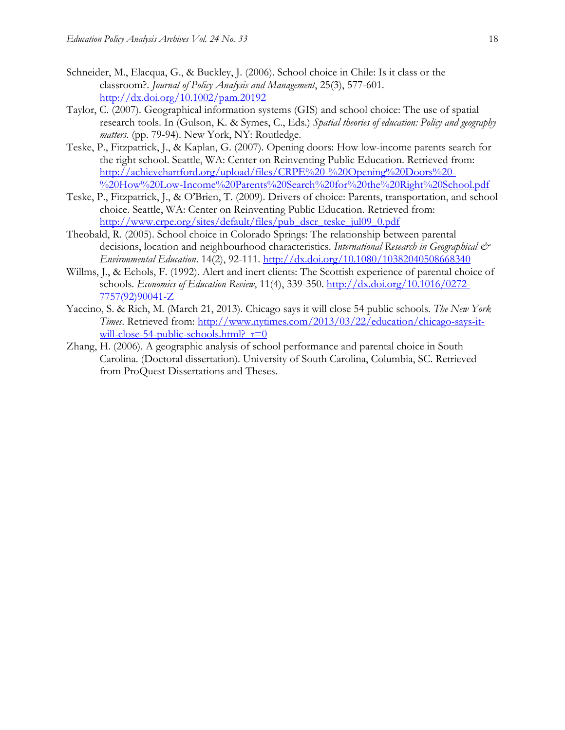Schneider, M., Elacqua, G., & Buckley, J. (2006). School choice in Chile: Is it class or the classroom?. *Journal of Policy Analysis and Management*, 25(3), 577-601. http://dx.doi.org/10.1002/pam.20192

Taylor, C. (2007). Geographical information systems (GIS) and school choice: The use of spatial research tools. In (Gulson, K. & Symes, C., Eds.) *Spatial theories of education: Policy and geography matters*. (pp. 79-94). New York, NY: Routledge.

Teske, P., Fitzpatrick, J., & Kaplan, G. (2007). Opening doors: How low-income parents search for the right school. Seattle, WA: Center on Reinventing Public Education. Retrieved from: http://achievehartford.org/upload/files/CRPE%20-%20Opening%20Doors%20-%20How%20Low-Income%20Parents%20Search%20for%20the%20Right%20School.pdf

Teske, P., Fitzpatrick, J., & O'Brien, T. (2009). Drivers of choice: Parents, transportation, and school choice. Seattle, WA: Center on Reinventing Public Education. Retrieved from: http://www.crpe.org/sites/default/files/pub_dscr_teske_jul09_0.pdf

Theobald, R. (2005). School choice in Colorado Springs: The relationship between parental decisions, location and neighbourhood characteristics. *International Research in Geographical & Environmental Education*. 14(2), 92-111. http://dx.doi.org/10.1080/10382040508668340

Willms, J., & Echols, F. (1992). Alert and inert clients: The Scottish experience of parental choice of schools. *Economics of Education Review*, 11(4), 339-350. http://dx.doi.org/10.1016/0272-7757(92)90041-Z

Yaccino, S. & Rich, M. (March 21, 2013). Chicago says it will close 54 public schools. *The New York Times*. Retrieved from: http://www.nytimes.com/2013/03/22/education/chicago-says-it-will-close-54-public-schools.html?_r=0

Zhang, H. (2006). A geographic analysis of school performance and parental choice in South Carolina. (Doctoral dissertation). University of South Carolina, Columbia, SC. Retrieved from ProQuest Dissertations and Theses.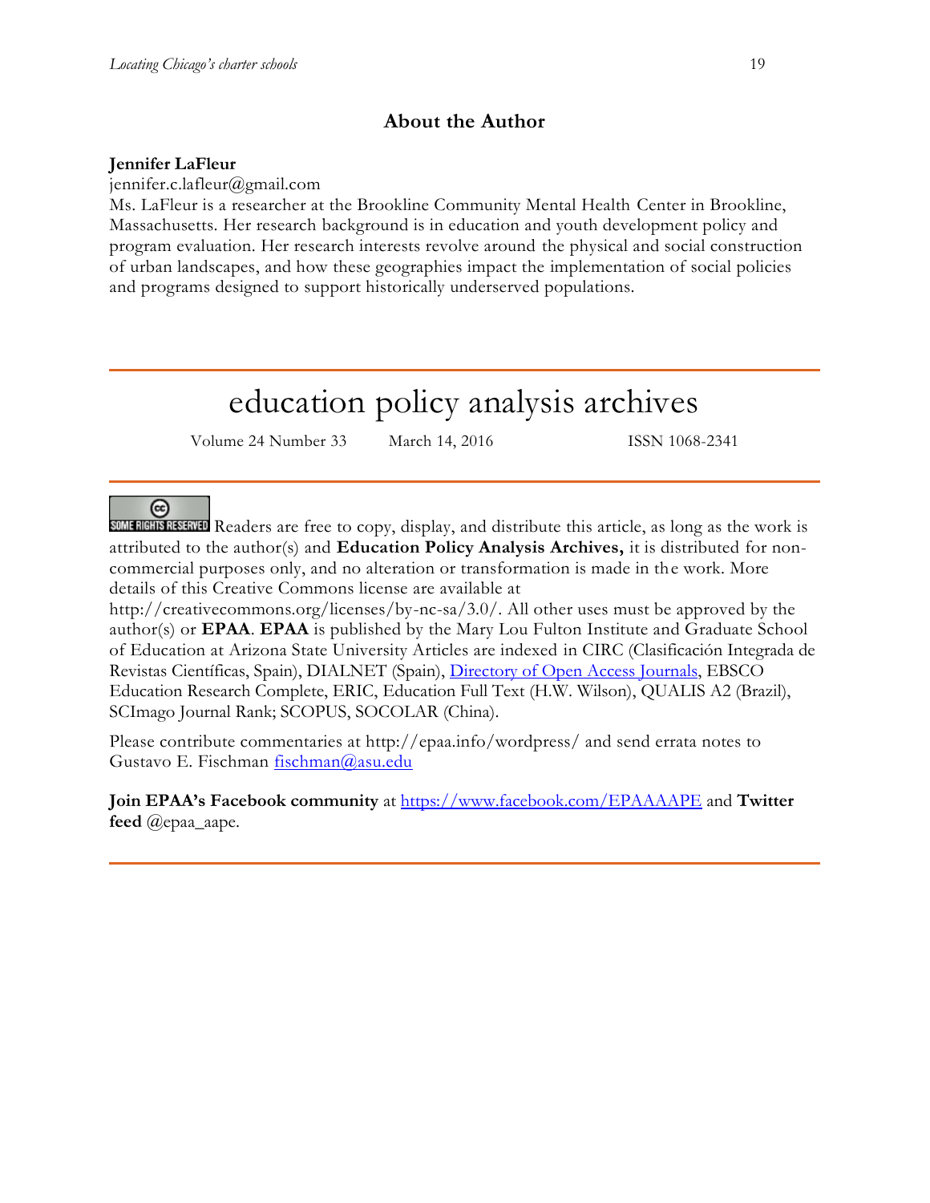## About the Author

**Jennifer LaFleur**

jennifer.c.lafleur@gmail.com

Ms. LaFleur is a researcher at the Brookline Community Mental Health Center in Brookline, Massachusetts. Her research background is in education and youth development policy and program evaluation. Her research interests revolve around the physical and social construction of urban landscapes, and how these geographies impact the implementation of social policies and programs designed to support historically underserved populations.

---

# education policy analysis archives

Volume 24 Number 33    March 14, 2016    ISSN 1068-2341

---

SOME RIGHTS RESERVED Readers are free to copy, display, and distribute this article, as long as the work is attributed to the author(s) and **Education Policy Analysis Archives,** it is distributed for non-commercial purposes only, and no alteration or transformation is made in the work. More details of this Creative Commons license are available at http://creativecommons.org/licenses/by-nc-sa/3.0/. All other uses must be approved by the author(s) or **EPAA**. **EPAA** is published by the Mary Lou Fulton Institute and Graduate School of Education at Arizona State University Articles are indexed in CIRC (Clasificación Integrada de Revistas Científicas, Spain), DIALNET (Spain), Directory of Open Access Journals, EBSCO Education Research Complete, ERIC, Education Full Text (H.W. Wilson), QUALIS A2 (Brazil), SCImago Journal Rank; SCOPUS, SOCOLAR (China).

Please contribute commentaries at http://epaa.info/wordpress/ and send errata notes to Gustavo E. Fischman fischman@asu.edu

**Join EPAA's Facebook community** at https://www.facebook.com/EPAAAAPE and **Twitter feed** @epaa_aape.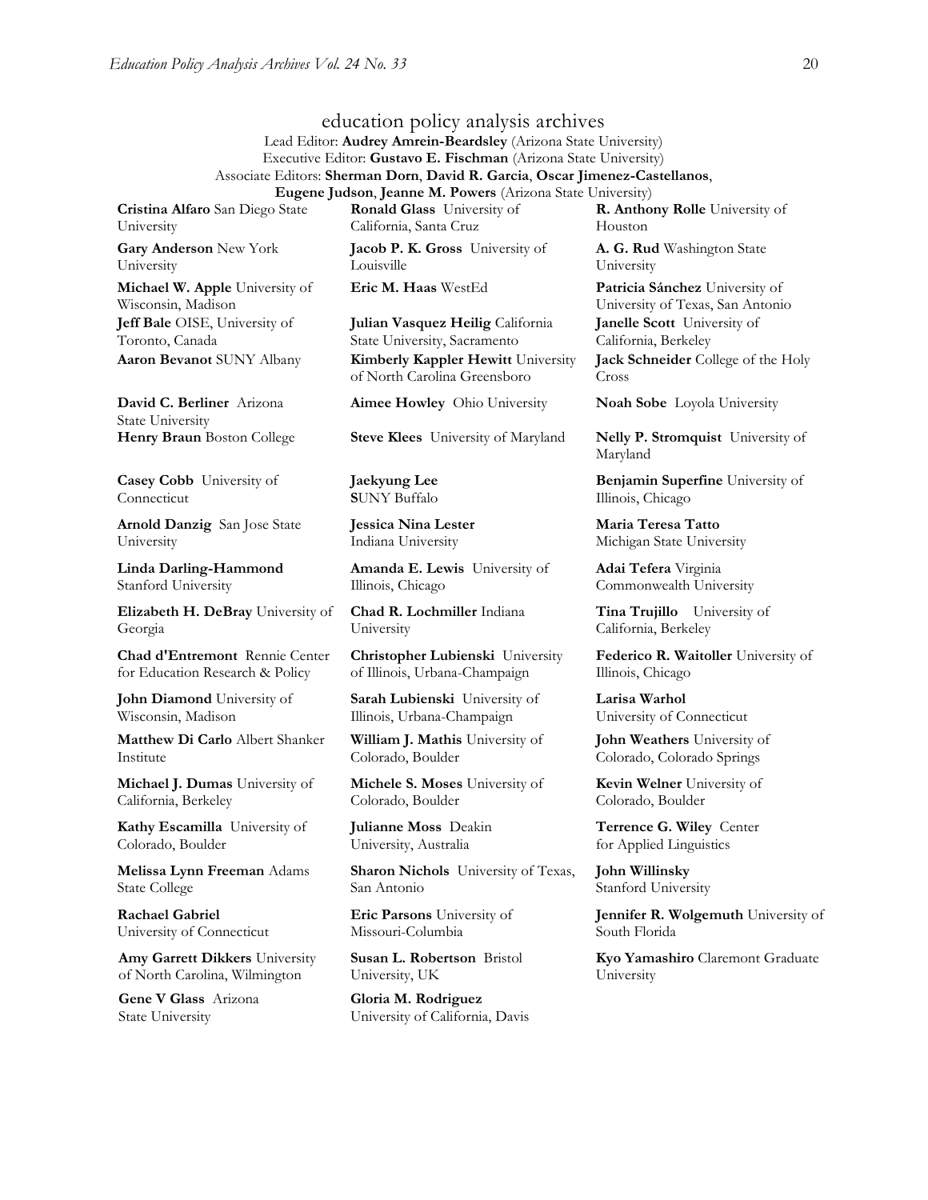## education policy analysis archives

Lead Editor: **Audrey Amrein-Beardsley** (Arizona State University)
Executive Editor: **Gustavo E. Fischman** (Arizona State University)
Associate Editors: **Sherman Dorn**, **David R. Garcia**, **Oscar Jimenez-Castellanos**, **Eugene Judson**, **Jeanne M. Powers** (Arizona State University)

**Cristina Alfaro** San Diego State University

**Gary Anderson** New York University

**Michael W. Apple** University of Wisconsin, Madison

**Jeff Bale** OISE, University of Toronto, Canada

**Aaron Bevanot** SUNY Albany

**David C. Berliner** Arizona State University

**Henry Braun** Boston College

**Casey Cobb** University of Connecticut

**Arnold Danzig** San Jose State University

**Linda Darling-Hammond** Stanford University

**Elizabeth H. DeBray** University of Georgia

**Chad d'Entremont** Rennie Center for Education Research & Policy

**John Diamond** University of Wisconsin, Madison

**Matthew Di Carlo** Albert Shanker Institute

**Michael J. Dumas** University of California, Berkeley

**Kathy Escamilla** University of Colorado, Boulder

**Melissa Lynn Freeman** Adams State College

**Rachael Gabriel** University of Connecticut

**Amy Garrett Dikkers** University of North Carolina, Wilmington

**Gene V Glass** Arizona State University

**Ronald Glass** University of California, Santa Cruz

**Jacob P. K. Gross** University of Louisville

**Eric M. Haas** WestEd

**Julian Vasquez Heilig** California State University, Sacramento

**Kimberly Kappler Hewitt** University of North Carolina Greensboro

**Aimee Howley** Ohio University

**Steve Klees** University of Maryland

**Jaekyung Lee** SUNY Buffalo

**Jessica Nina Lester** Indiana University

**Amanda E. Lewis** University of Illinois, Chicago

**Chad R. Lochmiller** Indiana University

**Christopher Lubienski** University of Illinois, Urbana-Champaign

**Sarah Lubienski** University of Illinois, Urbana-Champaign

**William J. Mathis** University of Colorado, Boulder

**Michele S. Moses** University of Colorado, Boulder

**Julianne Moss** Deakin University, Australia

**Sharon Nichols** University of Texas, San Antonio

**Eric Parsons** University of Missouri-Columbia

**Susan L. Robertson** Bristol University, UK

**Gloria M. Rodriguez** University of California, Davis

**R. Anthony Rolle** University of Houston

**A. G. Rud** Washington State University

**Patricia Sánchez** University of University of Texas, San Antonio

**Janelle Scott** University of California, Berkeley

**Jack Schneider** College of the Holy Cross

**Noah Sobe** Loyola University

**Nelly P. Stromquist** University of Maryland

**Benjamin Superfine** University of Illinois, Chicago

**Maria Teresa Tatto** Michigan State University

**Adai Tefera** Virginia Commonwealth University

**Tina Trujillo** University of California, Berkeley

**Federico R. Waitoller** University of Illinois, Chicago

**Larisa Warhol** University of Connecticut

**John Weathers** University of Colorado, Colorado Springs

**Kevin Welner** University of Colorado, Boulder

**Terrence G. Wiley** Center for Applied Linguistics

**John Willinsky** Stanford University

**Jennifer R. Wolgemuth** University of South Florida

**Kyo Yamashiro** Claremont Graduate University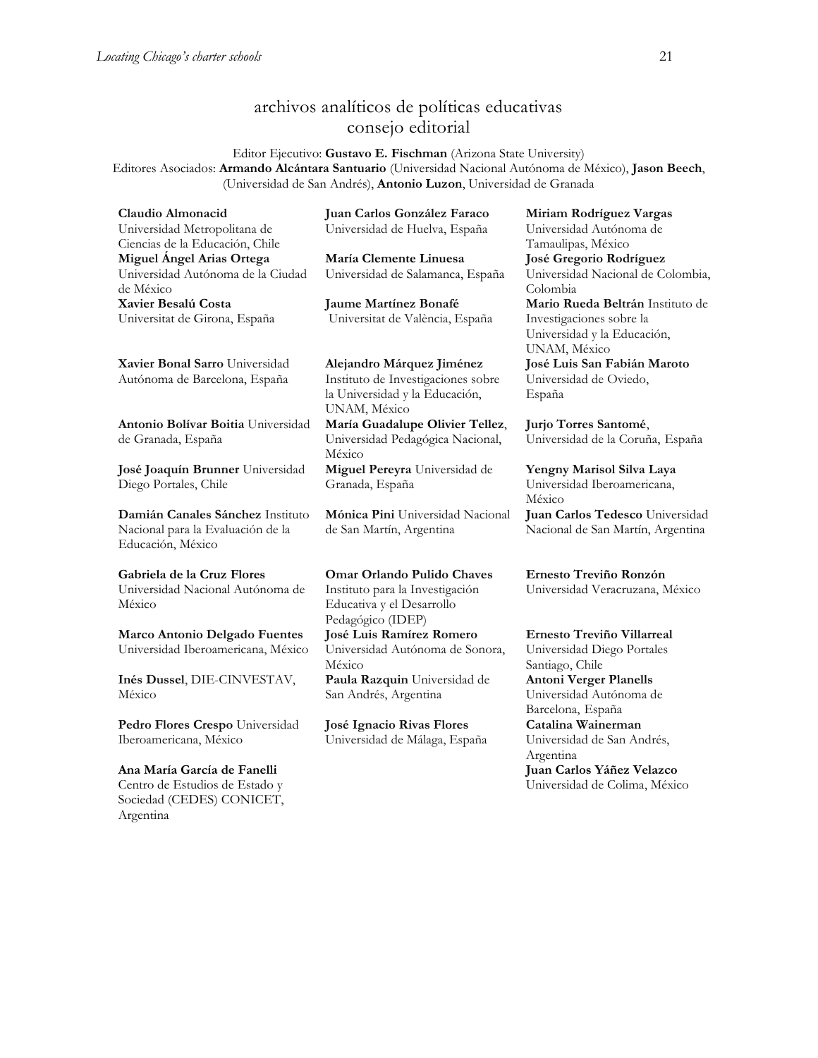## archivos analíticos de políticas educativas
## consejo editorial

Editor Ejecutivo: **Gustavo E. Fischman** (Arizona State University)
Editores Asociados: **Armando Alcántara Santuario** (Universidad Nacional Autónoma de México), **Jason Beech**, (Universidad de San Andrés), **Antonio Luzon**, Universidad de Granada

**Claudio Almonacid** Universidad Metropolitana de Ciencias de la Educación, Chile

**Miguel Ángel Arias Ortega** Universidad Autónoma de la Ciudad de México

**Xavier Besalú Costa** Universitat de Girona, España

**Xavier Bonal Sarro** Universidad Autónoma de Barcelona, España

**Antonio Bolívar Boitia** Universidad de Granada, España

**José Joaquín Brunner** Universidad Diego Portales, Chile

**Damián Canales Sánchez** Instituto Nacional para la Evaluación de la Educación, México

**Gabriela de la Cruz Flores** Universidad Nacional Autónoma de México

**Marco Antonio Delgado Fuentes** Universidad Iberoamericana, México

**Inés Dussel**, DIE-CINVESTAV, México

**Pedro Flores Crespo** Universidad Iberoamericana, México

**Ana María García de Fanelli** Centro de Estudios de Estado y Sociedad (CEDES) CONICET, Argentina

**Juan Carlos González Faraco** Universidad de Huelva, España

**María Clemente Linuesa** Universidad de Salamanca, España

**Jaume Martínez Bonafé** Universitat de València, España

**Alejandro Márquez Jiménez** Instituto de Investigaciones sobre la Universidad y la Educación, UNAM, México

**María Guadalupe Olivier Tellez**, Universidad Pedagógica Nacional, México

**Miguel Pereyra** Universidad de Granada, España

**Mónica Pini** Universidad Nacional de San Martín, Argentina

**Omar Orlando Pulido Chaves** Instituto para la Investigación Educativa y el Desarrollo Pedagógico (IDEP)

**José Luis Ramírez Romero** Universidad Autónoma de Sonora, México

**Paula Razquin** Universidad de San Andrés, Argentina

**José Ignacio Rivas Flores** Universidad de Málaga, España

**Miriam Rodríguez Vargas** Universidad Autónoma de Tamaulipas, México

**José Gregorio Rodríguez** Universidad Nacional de Colombia, Colombia

**Mario Rueda Beltrán** Instituto de Investigaciones sobre la Universidad y la Educación, UNAM, México

**José Luis San Fabián Maroto** Universidad de Oviedo, España

**Jurjo Torres Santomé**, Universidad de la Coruña, España

**Yengny Marisol Silva Laya** Universidad Iberoamericana, México

**Juan Carlos Tedesco** Universidad Nacional de San Martín, Argentina

**Ernesto Treviño Ronzón** Universidad Veracruzana, México

**Ernesto Treviño Villarreal** Universidad Diego Portales Santiago, Chile

**Antoni Verger Planells** Universidad Autónoma de Barcelona, España

**Catalina Wainerman** Universidad de San Andrés, Argentina

**Juan Carlos Yáñez Velazco** Universidad de Colima, México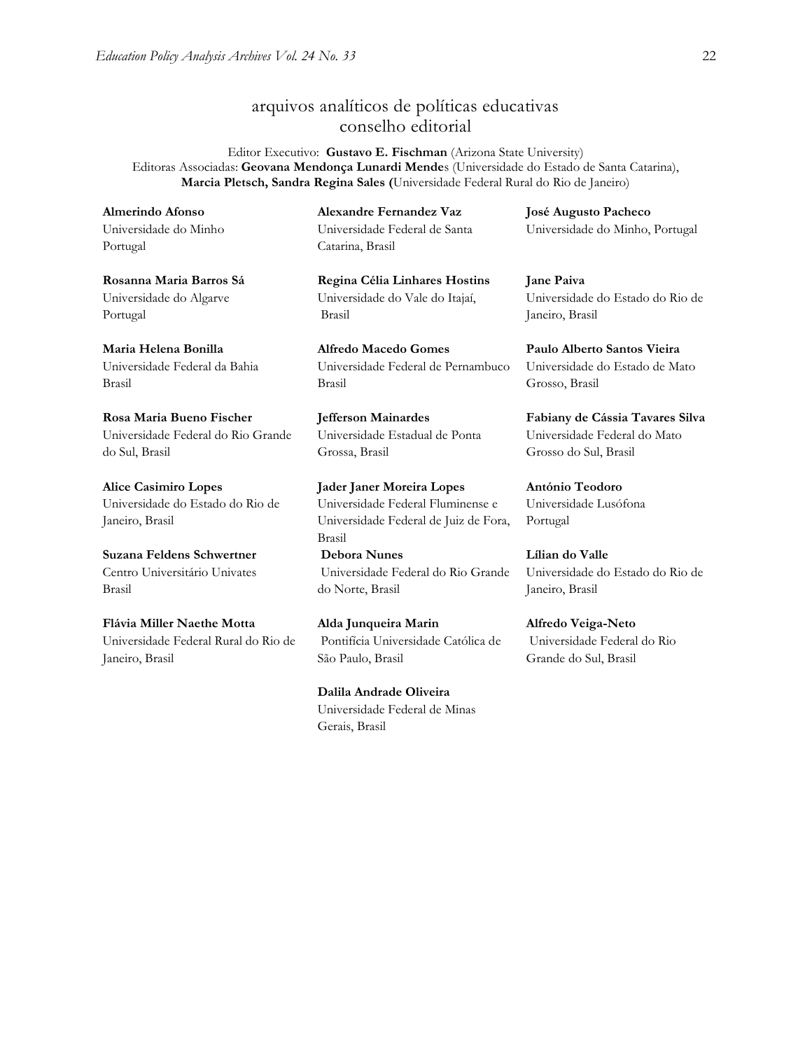# arquivos analíticos de políticas educativas
## conselho editorial

Editor Executivo: **Gustavo E. Fischman** (Arizona State University)
Editoras Associadas: **Geovana Mendonça Lunardi Mende**s (Universidade do Estado de Santa Catarina), **Marcia Pletsch, Sandra Regina Sales (**Universidade Federal Rural do Rio de Janeiro)

**Almerindo Afonso**
Universidade do Minho
Portugal

**Rosanna Maria Barros Sá**
Universidade do Algarve
Portugal

**Maria Helena Bonilla**
Universidade Federal da Bahia
Brasil

**Rosa Maria Bueno Fischer**
Universidade Federal do Rio Grande do Sul, Brasil

**Alice Casimiro Lopes**
Universidade do Estado do Rio de Janeiro, Brasil

**Suzana Feldens Schwertner**
Centro Universitário Univates
Brasil

**Flávia Miller Naethe Motta**
Universidade Federal Rural do Rio de Janeiro, Brasil

**Alexandre Fernandez Vaz**
Universidade Federal de Santa Catarina, Brasil

**Regina Célia Linhares Hostins**
Universidade do Vale do Itajaí, Brasil

**Alfredo Macedo Gomes**
Universidade Federal de Pernambuco
Brasil

**Jefferson Mainardes**
Universidade Estadual de Ponta Grossa, Brasil

**Jader Janer Moreira Lopes**
Universidade Federal Fluminense e Universidade Federal de Juiz de Fora, Brasil

**Debora Nunes**
Universidade Federal do Rio Grande do Norte, Brasil

**Alda Junqueira Marin**
Pontifícia Universidade Católica de São Paulo, Brasil

**Dalila Andrade Oliveira**
Universidade Federal de Minas Gerais, Brasil

**José Augusto Pacheco**
Universidade do Minho, Portugal

**Jane Paiva**
Universidade do Estado do Rio de Janeiro, Brasil

**Paulo Alberto Santos Vieira**
Universidade do Estado de Mato Grosso, Brasil

**Fabiany de Cássia Tavares Silva**
Universidade Federal do Mato Grosso do Sul, Brasil

**António Teodoro**
Universidade Lusófona
Portugal

**Lílian do Valle**
Universidade do Estado do Rio de Janeiro, Brasil

**Alfredo Veiga-Neto**
Universidade Federal do Rio Grande do Sul, Brasil